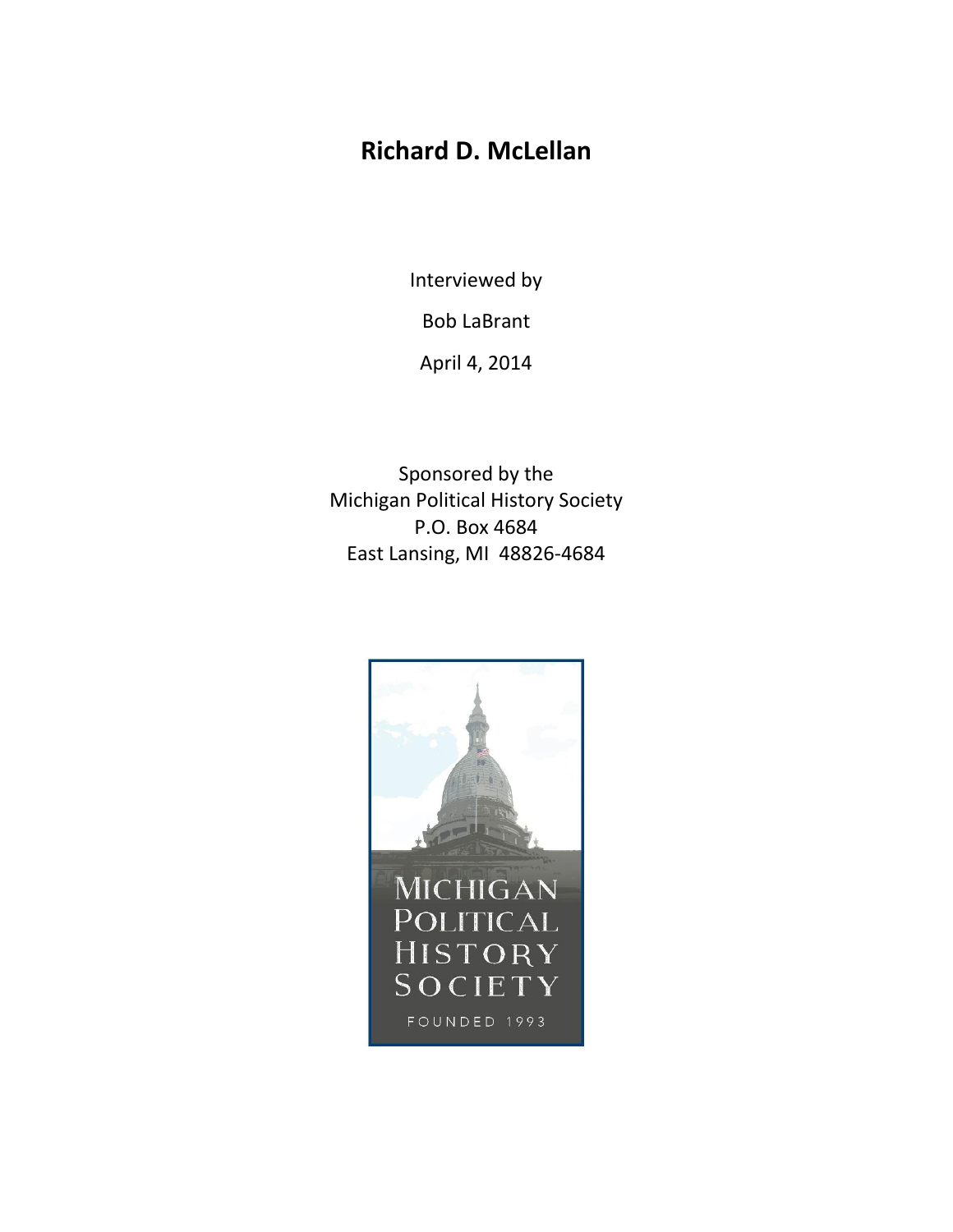# Richard D. McLellan

Interviewed by

Bob LaBrant

April 4, 2014

Sponsored by the
Michigan Political History Society
P.O. Box 4684
East Lansing, MI 48826-4684

MICHIGAN
POLITICAL
HISTORY
SOCIETY

FOUNDED 1993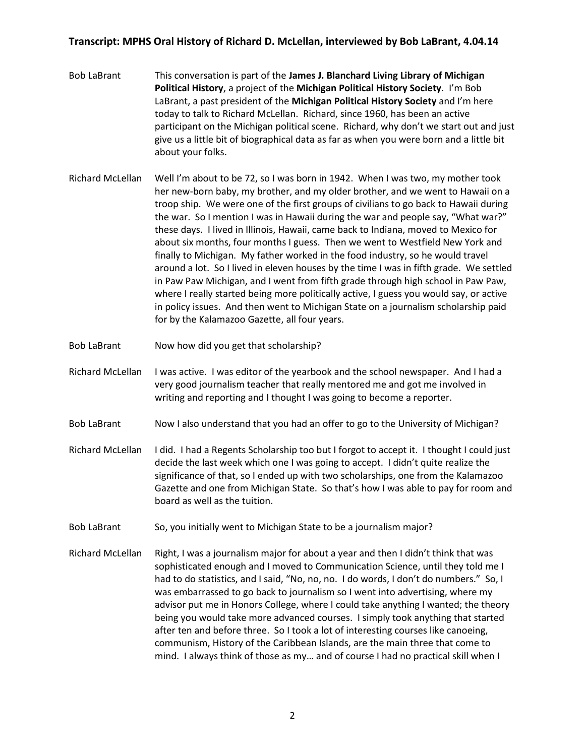**Transcript: MPHS Oral History of Richard D. McLellan, interviewed by Bob LaBrant, 4.04.14**

**Bob LaBrant:** This conversation is part of the **James J. Blanchard Living Library of Michigan Political History**, a project of the **Michigan Political History Society**. I'm Bob LaBrant, a past president of the **Michigan Political History Society** and I'm here today to talk to Richard McLellan. Richard, since 1960, has been an active participant on the Michigan political scene. Richard, why don't we start out and just give us a little bit of biographical data as far as when you were born and a little bit about your folks.

**Richard McLellan:** Well I'm about to be 72, so I was born in 1942. When I was two, my mother took her new-born baby, my brother, and my older brother, and we went to Hawaii on a troop ship. We were one of the first groups of civilians to go back to Hawaii during the war. So I mention I was in Hawaii during the war and people say, "What war?" these days. I lived in Illinois, Hawaii, came back to Indiana, moved to Mexico for about six months, four months I guess. Then we went to Westfield New York and finally to Michigan. My father worked in the food industry, so he would travel around a lot. So I lived in eleven houses by the time I was in fifth grade. We settled in Paw Paw Michigan, and I went from fifth grade through high school in Paw Paw, where I really started being more politically active, I guess you would say, or active in policy issues. And then went to Michigan State on a journalism scholarship paid for by the Kalamazoo Gazette, all four years.

**Bob LaBrant:** Now how did you get that scholarship?

**Richard McLellan:** I was active. I was editor of the yearbook and the school newspaper. And I had a very good journalism teacher that really mentored me and got me involved in writing and reporting and I thought I was going to become a reporter.

**Bob LaBrant:** Now I also understand that you had an offer to go to the University of Michigan?

**Richard McLellan:** I did. I had a Regents Scholarship too but I forgot to accept it. I thought I could just decide the last week which one I was going to accept. I didn't quite realize the significance of that, so I ended up with two scholarships, one from the Kalamazoo Gazette and one from Michigan State. So that's how I was able to pay for room and board as well as the tuition.

**Bob LaBrant:** So, you initially went to Michigan State to be a journalism major?

**Richard McLellan:** Right, I was a journalism major for about a year and then I didn't think that was sophisticated enough and I moved to Communication Science, until they told me I had to do statistics, and I said, "No, no, no. I do words, I don't do numbers." So, I was embarrassed to go back to journalism so I went into advertising, where my advisor put me in Honors College, where I could take anything I wanted; the theory being you would take more advanced courses. I simply took anything that started after ten and before three. So I took a lot of interesting courses like canoeing, communism, History of the Caribbean Islands, are the main three that come to mind. I always think of those as my… and of course I had no practical skill when I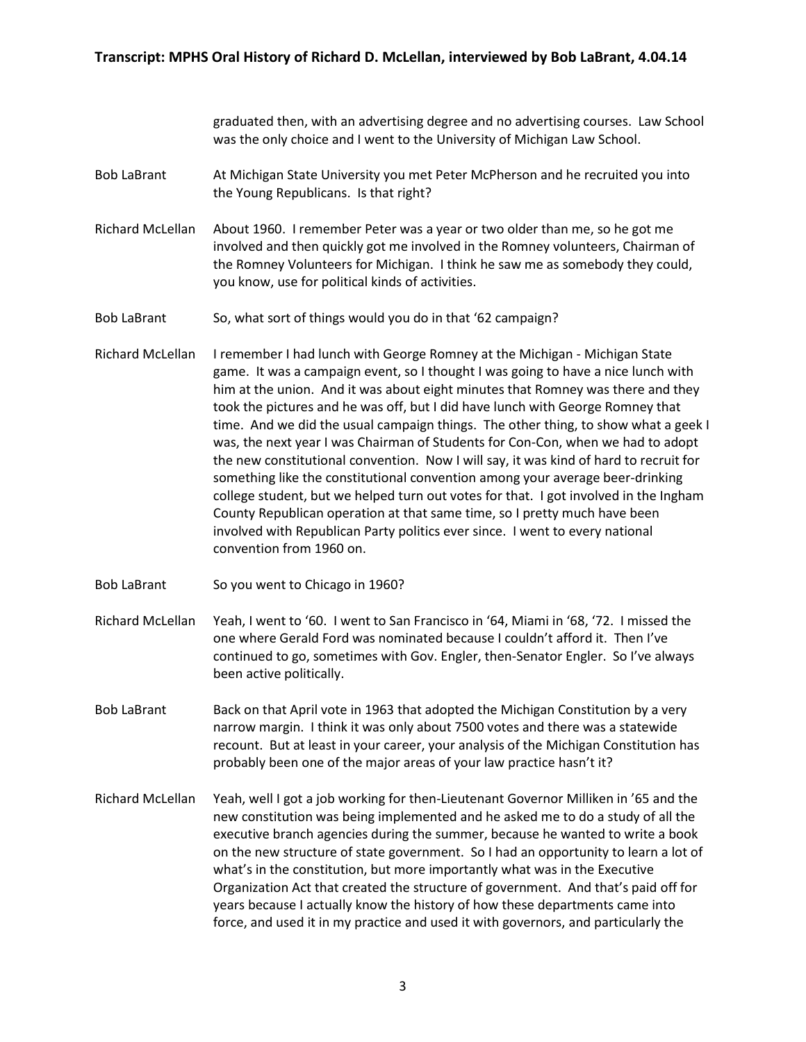graduated then, with an advertising degree and no advertising courses. Law School was the only choice and I went to the University of Michigan Law School.

**Bob LaBrant** At Michigan State University you met Peter McPherson and he recruited you into the Young Republicans. Is that right?

**Richard McLellan** About 1960. I remember Peter was a year or two older than me, so he got me involved and then quickly got me involved in the Romney volunteers, Chairman of the Romney Volunteers for Michigan. I think he saw me as somebody they could, you know, use for political kinds of activities.

**Bob LaBrant** So, what sort of things would you do in that '62 campaign?

**Richard McLellan** I remember I had lunch with George Romney at the Michigan - Michigan State game. It was a campaign event, so I thought I was going to have a nice lunch with him at the union. And it was about eight minutes that Romney was there and they took the pictures and he was off, but I did have lunch with George Romney that time. And we did the usual campaign things. The other thing, to show what a geek I was, the next year I was Chairman of Students for Con-Con, when we had to adopt the new constitutional convention. Now I will say, it was kind of hard to recruit for something like the constitutional convention among your average beer-drinking college student, but we helped turn out votes for that. I got involved in the Ingham County Republican operation at that same time, so I pretty much have been involved with Republican Party politics ever since. I went to every national convention from 1960 on.

**Bob LaBrant** So you went to Chicago in 1960?

**Richard McLellan** Yeah, I went to '60. I went to San Francisco in '64, Miami in '68, '72. I missed the one where Gerald Ford was nominated because I couldn't afford it. Then I've continued to go, sometimes with Gov. Engler, then-Senator Engler. So I've always been active politically.

**Bob LaBrant** Back on that April vote in 1963 that adopted the Michigan Constitution by a very narrow margin. I think it was only about 7500 votes and there was a statewide recount. But at least in your career, your analysis of the Michigan Constitution has probably been one of the major areas of your law practice hasn't it?

**Richard McLellan** Yeah, well I got a job working for then-Lieutenant Governor Milliken in '65 and the new constitution was being implemented and he asked me to do a study of all the executive branch agencies during the summer, because he wanted to write a book on the new structure of state government. So I had an opportunity to learn a lot of what's in the constitution, but more importantly what was in the Executive Organization Act that created the structure of government. And that's paid off for years because I actually know the history of how these departments came into force, and used it in my practice and used it with governors, and particularly the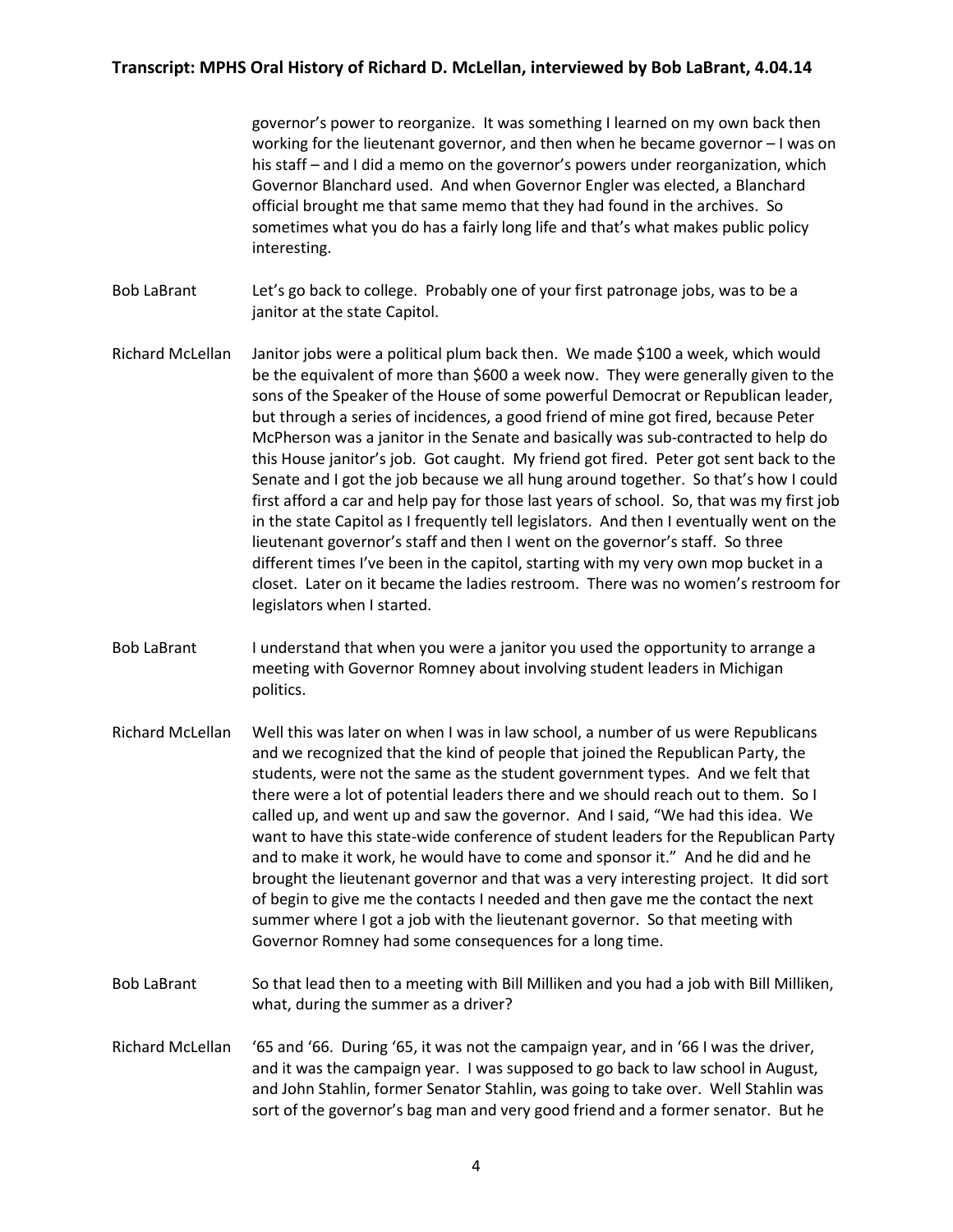governor's power to reorganize. It was something I learned on my own back then working for the lieutenant governor, and then when he became governor – I was on his staff – and I did a memo on the governor's powers under reorganization, which Governor Blanchard used. And when Governor Engler was elected, a Blanchard official brought me that same memo that they had found in the archives. So sometimes what you do has a fairly long life and that's what makes public policy interesting.

**Bob LaBrant:** Let's go back to college. Probably one of your first patronage jobs, was to be a janitor at the state Capitol.

**Richard McLellan:** Janitor jobs were a political plum back then. We made $100 a week, which would be the equivalent of more than $600 a week now. They were generally given to the sons of the Speaker of the House of some powerful Democrat or Republican leader, but through a series of incidences, a good friend of mine got fired, because Peter McPherson was a janitor in the Senate and basically was sub-contracted to help do this House janitor's job. Got caught. My friend got fired. Peter got sent back to the Senate and I got the job because we all hung around together. So that's how I could first afford a car and help pay for those last years of school. So, that was my first job in the state Capitol as I frequently tell legislators. And then I eventually went on the lieutenant governor's staff and then I went on the governor's staff. So three different times I've been in the capitol, starting with my very own mop bucket in a closet. Later on it became the ladies restroom. There was no women's restroom for legislators when I started.

**Bob LaBrant:** I understand that when you were a janitor you used the opportunity to arrange a meeting with Governor Romney about involving student leaders in Michigan politics.

**Richard McLellan:** Well this was later on when I was in law school, a number of us were Republicans and we recognized that the kind of people that joined the Republican Party, the students, were not the same as the student government types. And we felt that there were a lot of potential leaders there and we should reach out to them. So I called up, and went up and saw the governor. And I said, "We had this idea. We want to have this state-wide conference of student leaders for the Republican Party and to make it work, he would have to come and sponsor it." And he did and he brought the lieutenant governor and that was a very interesting project. It did sort of begin to give me the contacts I needed and then gave me the contact the next summer where I got a job with the lieutenant governor. So that meeting with Governor Romney had some consequences for a long time.

**Bob LaBrant:** So that lead then to a meeting with Bill Milliken and you had a job with Bill Milliken, what, during the summer as a driver?

**Richard McLellan:** '65 and '66. During '65, it was not the campaign year, and in '66 I was the driver, and it was the campaign year. I was supposed to go back to law school in August, and John Stahlin, former Senator Stahlin, was going to take over. Well Stahlin was sort of the governor's bag man and very good friend and a former senator. But he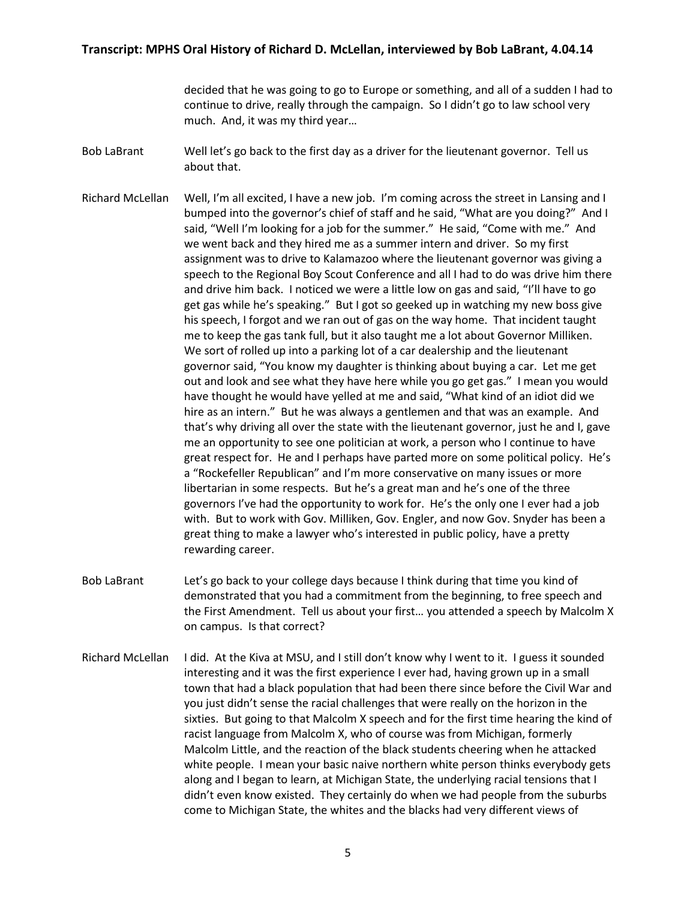decided that he was going to go to Europe or something, and all of a sudden I had to continue to drive, really through the campaign. So I didn't go to law school very much. And, it was my third year…

Bob LaBrant: Well let's go back to the first day as a driver for the lieutenant governor. Tell us about that.

Richard McLellan: Well, I'm all excited, I have a new job. I'm coming across the street in Lansing and I bumped into the governor's chief of staff and he said, "What are you doing?" And I said, "Well I'm looking for a job for the summer." He said, "Come with me." And we went back and they hired me as a summer intern and driver. So my first assignment was to drive to Kalamazoo where the lieutenant governor was giving a speech to the Regional Boy Scout Conference and all I had to do was drive him there and drive him back. I noticed we were a little low on gas and said, "I'll have to go get gas while he's speaking." But I got so geeked up in watching my new boss give his speech, I forgot and we ran out of gas on the way home. That incident taught me to keep the gas tank full, but it also taught me a lot about Governor Milliken. We sort of rolled up into a parking lot of a car dealership and the lieutenant governor said, "You know my daughter is thinking about buying a car. Let me get out and look and see what they have here while you go get gas." I mean you would have thought he would have yelled at me and said, "What kind of an idiot did we hire as an intern." But he was always a gentlemen and that was an example. And that's why driving all over the state with the lieutenant governor, just he and I, gave me an opportunity to see one politician at work, a person who I continue to have great respect for. He and I perhaps have parted more on some political policy. He's a "Rockefeller Republican" and I'm more conservative on many issues or more libertarian in some respects. But he's a great man and he's one of the three governors I've had the opportunity to work for. He's the only one I ever had a job with. But to work with Gov. Milliken, Gov. Engler, and now Gov. Snyder has been a great thing to make a lawyer who's interested in public policy, have a pretty rewarding career.

Bob LaBrant: Let's go back to your college days because I think during that time you kind of demonstrated that you had a commitment from the beginning, to free speech and the First Amendment. Tell us about your first… you attended a speech by Malcolm X on campus. Is that correct?

Richard McLellan: I did. At the Kiva at MSU, and I still don't know why I went to it. I guess it sounded interesting and it was the first experience I ever had, having grown up in a small town that had a black population that had been there since before the Civil War and you just didn't sense the racial challenges that were really on the horizon in the sixties. But going to that Malcolm X speech and for the first time hearing the kind of racist language from Malcolm X, who of course was from Michigan, formerly Malcolm Little, and the reaction of the black students cheering when he attacked white people. I mean your basic naive northern white person thinks everybody gets along and I began to learn, at Michigan State, the underlying racial tensions that I didn't even know existed. They certainly do when we had people from the suburbs come to Michigan State, the whites and the blacks had very different views of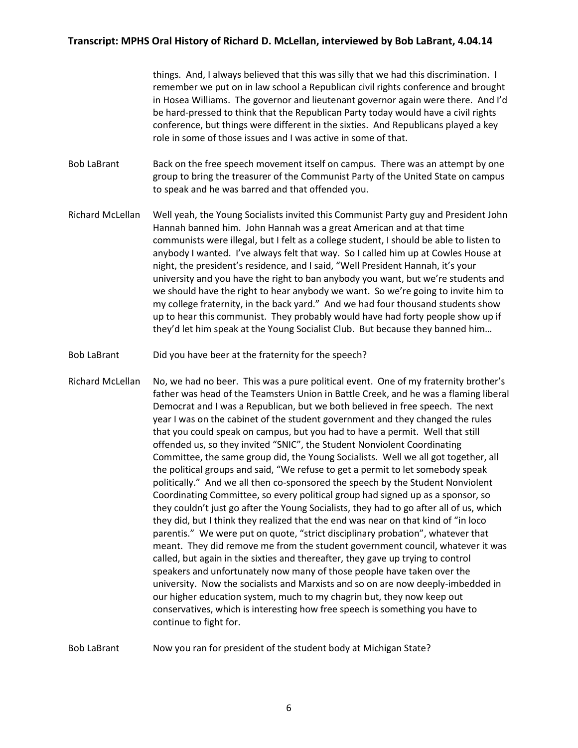things. And, I always believed that this was silly that we had this discrimination. I remember we put on in law school a Republican civil rights conference and brought in Hosea Williams. The governor and lieutenant governor again were there. And I'd be hard-pressed to think that the Republican Party today would have a civil rights conference, but things were different in the sixties. And Republicans played a key role in some of those issues and I was active in some of that.

Bob LaBrant Back on the free speech movement itself on campus. There was an attempt by one group to bring the treasurer of the Communist Party of the United State on campus to speak and he was barred and that offended you.

Richard McLellan Well yeah, the Young Socialists invited this Communist Party guy and President John Hannah banned him. John Hannah was a great American and at that time communists were illegal, but I felt as a college student, I should be able to listen to anybody I wanted. I've always felt that way. So I called him up at Cowles House at night, the president's residence, and I said, "Well President Hannah, it's your university and you have the right to ban anybody you want, but we're students and we should have the right to hear anybody we want. So we're going to invite him to my college fraternity, in the back yard." And we had four thousand students show up to hear this communist. They probably would have had forty people show up if they'd let him speak at the Young Socialist Club. But because they banned him…

Bob LaBrant Did you have beer at the fraternity for the speech?

Richard McLellan No, we had no beer. This was a pure political event. One of my fraternity brother's father was head of the Teamsters Union in Battle Creek, and he was a flaming liberal Democrat and I was a Republican, but we both believed in free speech. The next year I was on the cabinet of the student government and they changed the rules that you could speak on campus, but you had to have a permit. Well that still offended us, so they invited "SNIC", the Student Nonviolent Coordinating Committee, the same group did, the Young Socialists. Well we all got together, all the political groups and said, "We refuse to get a permit to let somebody speak politically." And we all then co-sponsored the speech by the Student Nonviolent Coordinating Committee, so every political group had signed up as a sponsor, so they couldn't just go after the Young Socialists, they had to go after all of us, which they did, but I think they realized that the end was near on that kind of "in loco parentis." We were put on quote, "strict disciplinary probation", whatever that meant. They did remove me from the student government council, whatever it was called, but again in the sixties and thereafter, they gave up trying to control speakers and unfortunately now many of those people have taken over the university. Now the socialists and Marxists and so on are now deeply-imbedded in our higher education system, much to my chagrin but, they now keep out conservatives, which is interesting how free speech is something you have to continue to fight for.

Bob LaBrant Now you ran for president of the student body at Michigan State?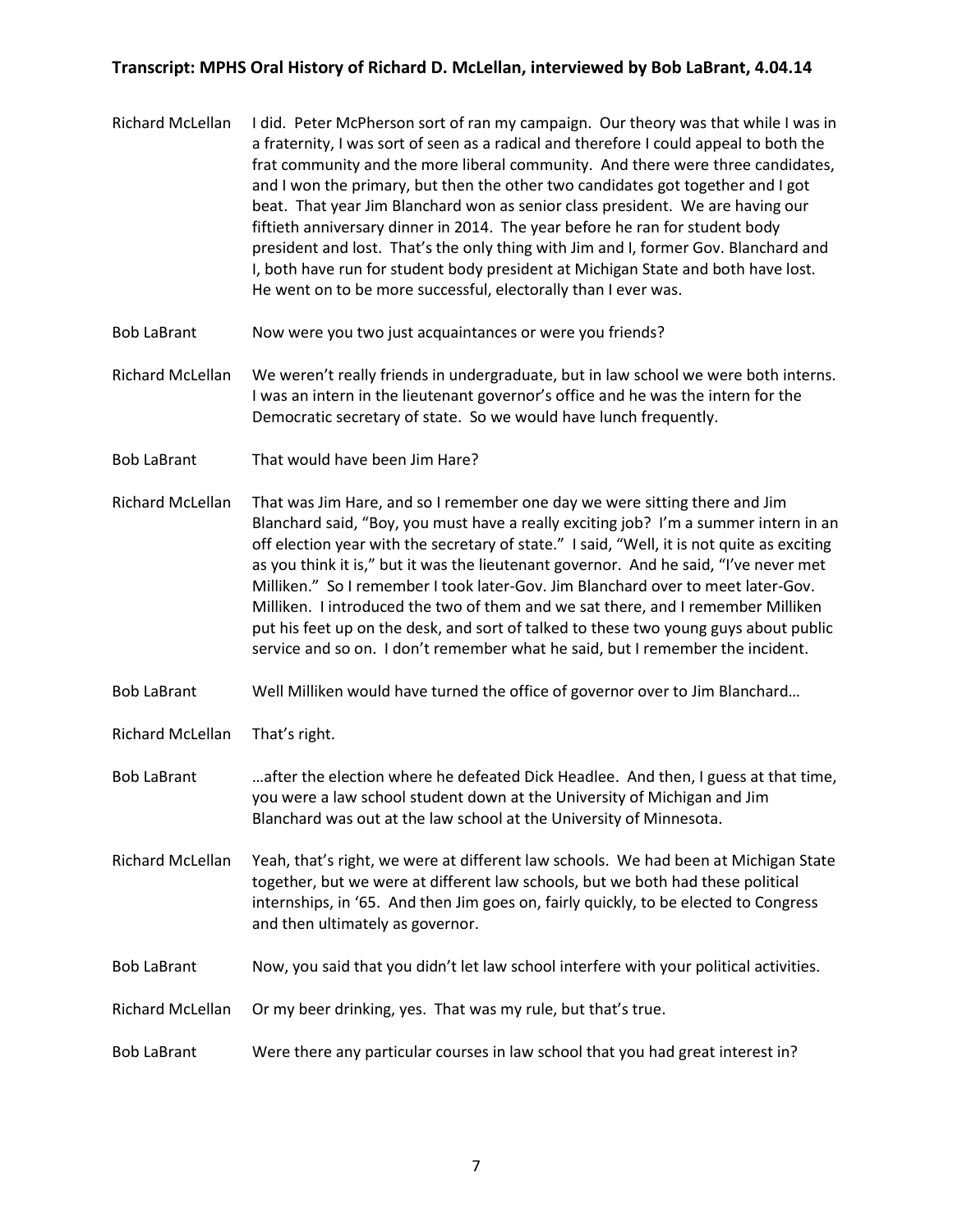**Richard McLellan** I did. Peter McPherson sort of ran my campaign. Our theory was that while I was in a fraternity, I was sort of seen as a radical and therefore I could appeal to both the frat community and the more liberal community. And there were three candidates, and I won the primary, but then the other two candidates got together and I got beat. That year Jim Blanchard won as senior class president. We are having our fiftieth anniversary dinner in 2014. The year before he ran for student body president and lost. That's the only thing with Jim and I, former Gov. Blanchard and I, both have run for student body president at Michigan State and both have lost. He went on to be more successful, electorally than I ever was.

**Bob LaBrant** Now were you two just acquaintances or were you friends?

**Richard McLellan** We weren't really friends in undergraduate, but in law school we were both interns. I was an intern in the lieutenant governor's office and he was the intern for the Democratic secretary of state. So we would have lunch frequently.

**Bob LaBrant** That would have been Jim Hare?

**Richard McLellan** That was Jim Hare, and so I remember one day we were sitting there and Jim Blanchard said, "Boy, you must have a really exciting job? I'm a summer intern in an off election year with the secretary of state." I said, "Well, it is not quite as exciting as you think it is," but it was the lieutenant governor. And he said, "I've never met Milliken." So I remember I took later-Gov. Jim Blanchard over to meet later-Gov. Milliken. I introduced the two of them and we sat there, and I remember Milliken put his feet up on the desk, and sort of talked to these two young guys about public service and so on. I don't remember what he said, but I remember the incident.

**Bob LaBrant** Well Milliken would have turned the office of governor over to Jim Blanchard…

**Richard McLellan** That's right.

**Bob LaBrant** …after the election where he defeated Dick Headlee. And then, I guess at that time, you were a law school student down at the University of Michigan and Jim Blanchard was out at the law school at the University of Minnesota.

**Richard McLellan** Yeah, that's right, we were at different law schools. We had been at Michigan State together, but we were at different law schools, but we both had these political internships, in '65. And then Jim goes on, fairly quickly, to be elected to Congress and then ultimately as governor.

**Bob LaBrant** Now, you said that you didn't let law school interfere with your political activities.

**Richard McLellan** Or my beer drinking, yes. That was my rule, but that's true.

**Bob LaBrant** Were there any particular courses in law school that you had great interest in?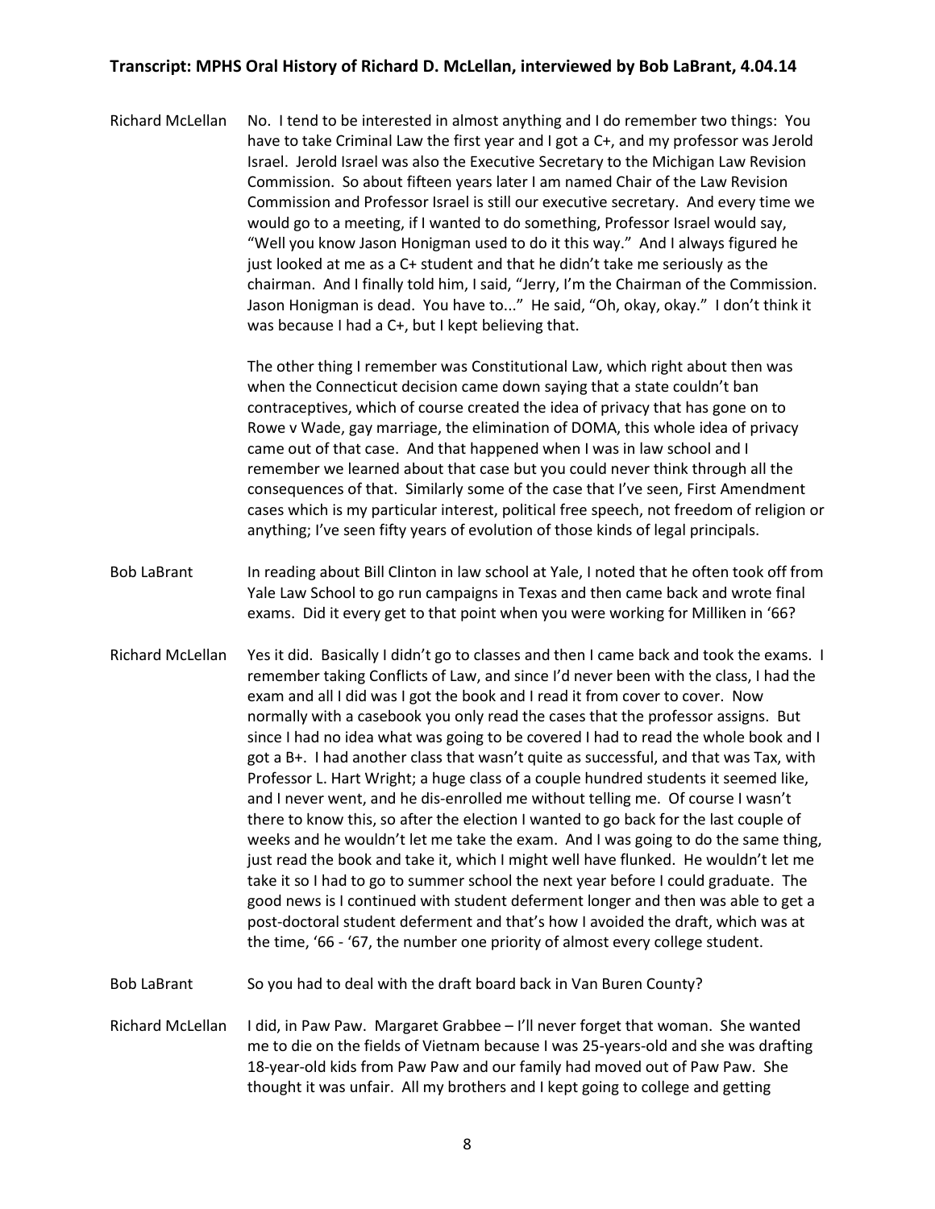**Richard McLellan** No. I tend to be interested in almost anything and I do remember two things: You have to take Criminal Law the first year and I got a C+, and my professor was Jerold Israel. Jerold Israel was also the Executive Secretary to the Michigan Law Revision Commission. So about fifteen years later I am named Chair of the Law Revision Commission and Professor Israel is still our executive secretary. And every time we would go to a meeting, if I wanted to do something, Professor Israel would say, "Well you know Jason Honigman used to do it this way." And I always figured he just looked at me as a C+ student and that he didn't take me seriously as the chairman. And I finally told him, I said, "Jerry, I'm the Chairman of the Commission. Jason Honigman is dead. You have to..." He said, "Oh, okay, okay." I don't think it was because I had a C+, but I kept believing that.

The other thing I remember was Constitutional Law, which right about then was when the Connecticut decision came down saying that a state couldn't ban contraceptives, which of course created the idea of privacy that has gone on to Rowe v Wade, gay marriage, the elimination of DOMA, this whole idea of privacy came out of that case. And that happened when I was in law school and I remember we learned about that case but you could never think through all the consequences of that. Similarly some of the case that I've seen, First Amendment cases which is my particular interest, political free speech, not freedom of religion or anything; I've seen fifty years of evolution of those kinds of legal principals.

**Bob LaBrant** In reading about Bill Clinton in law school at Yale, I noted that he often took off from Yale Law School to go run campaigns in Texas and then came back and wrote final exams. Did it every get to that point when you were working for Milliken in '66?

**Richard McLellan** Yes it did. Basically I didn't go to classes and then I came back and took the exams. I remember taking Conflicts of Law, and since I'd never been with the class, I had the exam and all I did was I got the book and I read it from cover to cover. Now normally with a casebook you only read the cases that the professor assigns. But since I had no idea what was going to be covered I had to read the whole book and I got a B+. I had another class that wasn't quite as successful, and that was Tax, with Professor L. Hart Wright; a huge class of a couple hundred students it seemed like, and I never went, and he dis-enrolled me without telling me. Of course I wasn't there to know this, so after the election I wanted to go back for the last couple of weeks and he wouldn't let me take the exam. And I was going to do the same thing, just read the book and take it, which I might well have flunked. He wouldn't let me take it so I had to go to summer school the next year before I could graduate. The good news is I continued with student deferment longer and then was able to get a post-doctoral student deferment and that's how I avoided the draft, which was at the time, '66 - '67, the number one priority of almost every college student.

**Bob LaBrant** So you had to deal with the draft board back in Van Buren County?

**Richard McLellan** I did, in Paw Paw. Margaret Grabbee – I'll never forget that woman. She wanted me to die on the fields of Vietnam because I was 25-years-old and she was drafting 18-year-old kids from Paw Paw and our family had moved out of Paw Paw. She thought it was unfair. All my brothers and I kept going to college and getting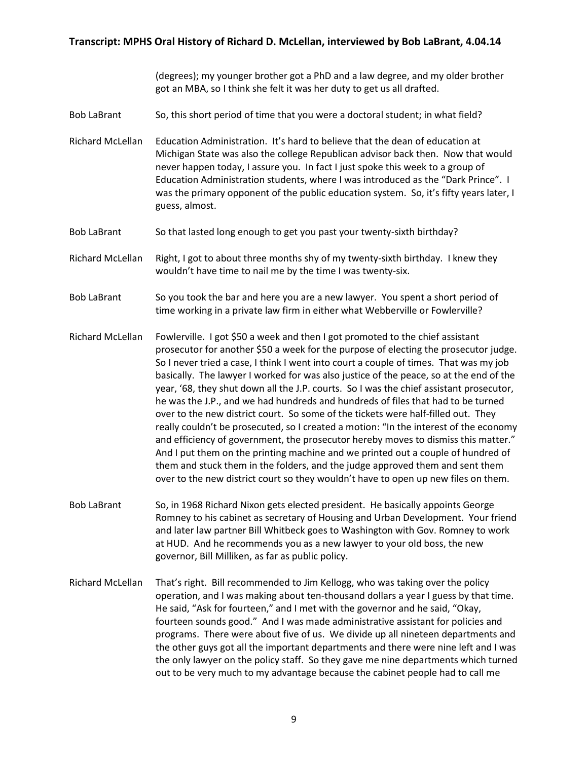(degrees); my younger brother got a PhD and a law degree, and my older brother got an MBA, so I think she felt it was her duty to get us all drafted.

**Bob LaBrant** So, this short period of time that you were a doctoral student; in what field?

**Richard McLellan** Education Administration. It's hard to believe that the dean of education at Michigan State was also the college Republican advisor back then. Now that would never happen today, I assure you. In fact I just spoke this week to a group of Education Administration students, where I was introduced as the "Dark Prince". I was the primary opponent of the public education system. So, it's fifty years later, I guess, almost.

**Bob LaBrant** So that lasted long enough to get you past your twenty-sixth birthday?

**Richard McLellan** Right, I got to about three months shy of my twenty-sixth birthday. I knew they wouldn't have time to nail me by the time I was twenty-six.

**Bob LaBrant** So you took the bar and here you are a new lawyer. You spent a short period of time working in a private law firm in either what Webberville or Fowlerville?

**Richard McLellan** Fowlerville. I got $50 a week and then I got promoted to the chief assistant prosecutor for another $50 a week for the purpose of electing the prosecutor judge. So I never tried a case, I think I went into court a couple of times. That was my job basically. The lawyer I worked for was also justice of the peace, so at the end of the year, '68, they shut down all the J.P. courts. So I was the chief assistant prosecutor, he was the J.P., and we had hundreds and hundreds of files that had to be turned over to the new district court. So some of the tickets were half-filled out. They really couldn't be prosecuted, so I created a motion: "In the interest of the economy and efficiency of government, the prosecutor hereby moves to dismiss this matter." And I put them on the printing machine and we printed out a couple of hundred of them and stuck them in the folders, and the judge approved them and sent them over to the new district court so they wouldn't have to open up new files on them.

**Bob LaBrant** So, in 1968 Richard Nixon gets elected president. He basically appoints George Romney to his cabinet as secretary of Housing and Urban Development. Your friend and later law partner Bill Whitbeck goes to Washington with Gov. Romney to work at HUD. And he recommends you as a new lawyer to your old boss, the new governor, Bill Milliken, as far as public policy.

**Richard McLellan** That's right. Bill recommended to Jim Kellogg, who was taking over the policy operation, and I was making about ten-thousand dollars a year I guess by that time. He said, "Ask for fourteen," and I met with the governor and he said, "Okay, fourteen sounds good." And I was made administrative assistant for policies and programs. There were about five of us. We divide up all nineteen departments and the other guys got all the important departments and there were nine left and I was the only lawyer on the policy staff. So they gave me nine departments which turned out to be very much to my advantage because the cabinet people had to call me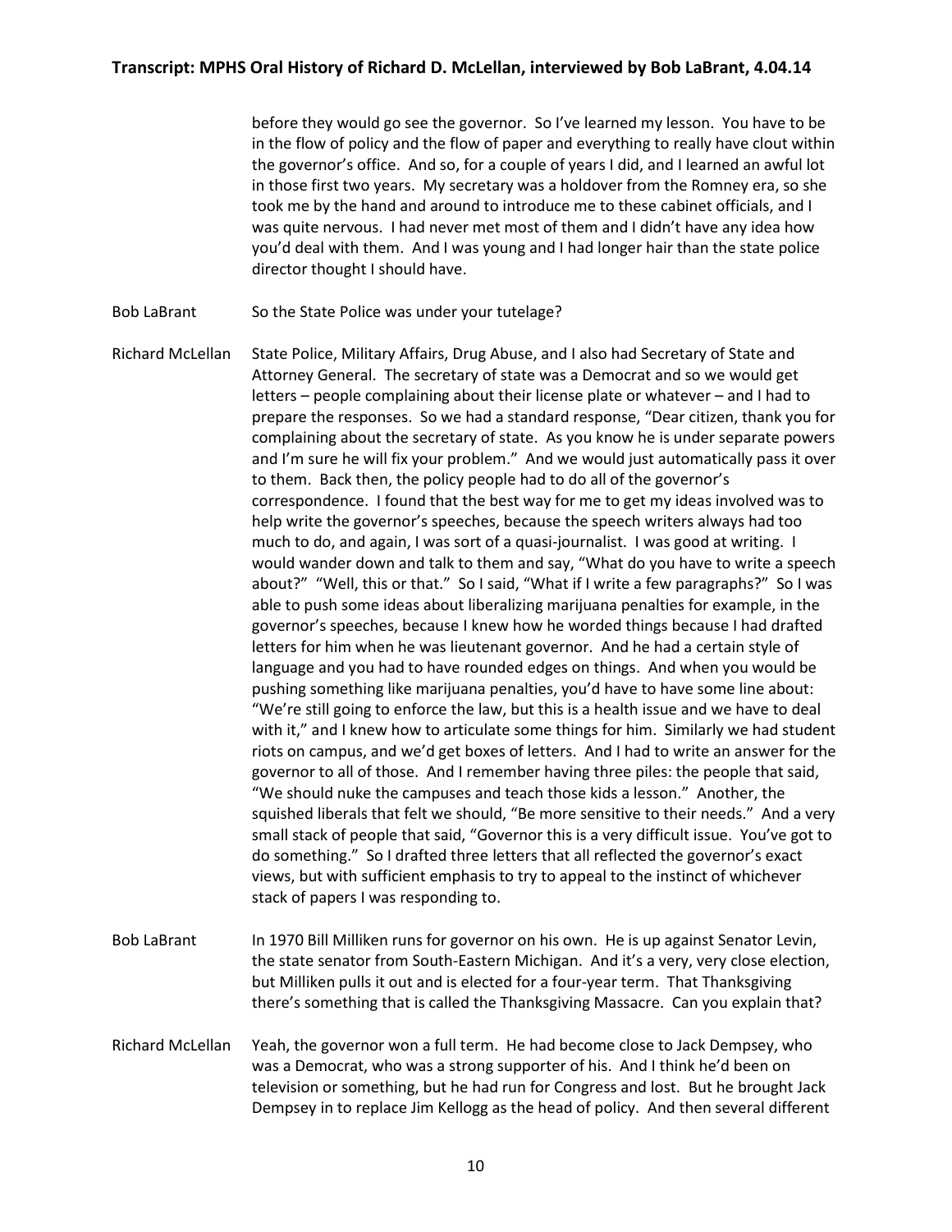before they would go see the governor. So I've learned my lesson. You have to be in the flow of policy and the flow of paper and everything to really have clout within the governor's office. And so, for a couple of years I did, and I learned an awful lot in those first two years. My secretary was a holdover from the Romney era, so she took me by the hand and around to introduce me to these cabinet officials, and I was quite nervous. I had never met most of them and I didn't have any idea how you'd deal with them. And I was young and I had longer hair than the state police director thought I should have.

**Bob LaBrant:** So the State Police was under your tutelage?

**Richard McLellan:** State Police, Military Affairs, Drug Abuse, and I also had Secretary of State and Attorney General. The secretary of state was a Democrat and so we would get letters – people complaining about their license plate or whatever – and I had to prepare the responses. So we had a standard response, "Dear citizen, thank you for complaining about the secretary of state. As you know he is under separate powers and I'm sure he will fix your problem." And we would just automatically pass it over to them. Back then, the policy people had to do all of the governor's correspondence. I found that the best way for me to get my ideas involved was to help write the governor's speeches, because the speech writers always had too much to do, and again, I was sort of a quasi-journalist. I was good at writing. I would wander down and talk to them and say, "What do you have to write a speech about?" "Well, this or that." So I said, "What if I write a few paragraphs?" So I was able to push some ideas about liberalizing marijuana penalties for example, in the governor's speeches, because I knew how he worded things because I had drafted letters for him when he was lieutenant governor. And he had a certain style of language and you had to have rounded edges on things. And when you would be pushing something like marijuana penalties, you'd have to have some line about: "We're still going to enforce the law, but this is a health issue and we have to deal with it," and I knew how to articulate some things for him. Similarly we had student riots on campus, and we'd get boxes of letters. And I had to write an answer for the governor to all of those. And I remember having three piles: the people that said, "We should nuke the campuses and teach those kids a lesson." Another, the squished liberals that felt we should, "Be more sensitive to their needs." And a very small stack of people that said, "Governor this is a very difficult issue. You've got to do something." So I drafted three letters that all reflected the governor's exact views, but with sufficient emphasis to try to appeal to the instinct of whichever stack of papers I was responding to.

**Bob LaBrant:** In 1970 Bill Milliken runs for governor on his own. He is up against Senator Levin, the state senator from South-Eastern Michigan. And it's a very, very close election, but Milliken pulls it out and is elected for a four-year term. That Thanksgiving there's something that is called the Thanksgiving Massacre. Can you explain that?

**Richard McLellan:** Yeah, the governor won a full term. He had become close to Jack Dempsey, who was a Democrat, who was a strong supporter of his. And I think he'd been on television or something, but he had run for Congress and lost. But he brought Jack Dempsey in to replace Jim Kellogg as the head of policy. And then several different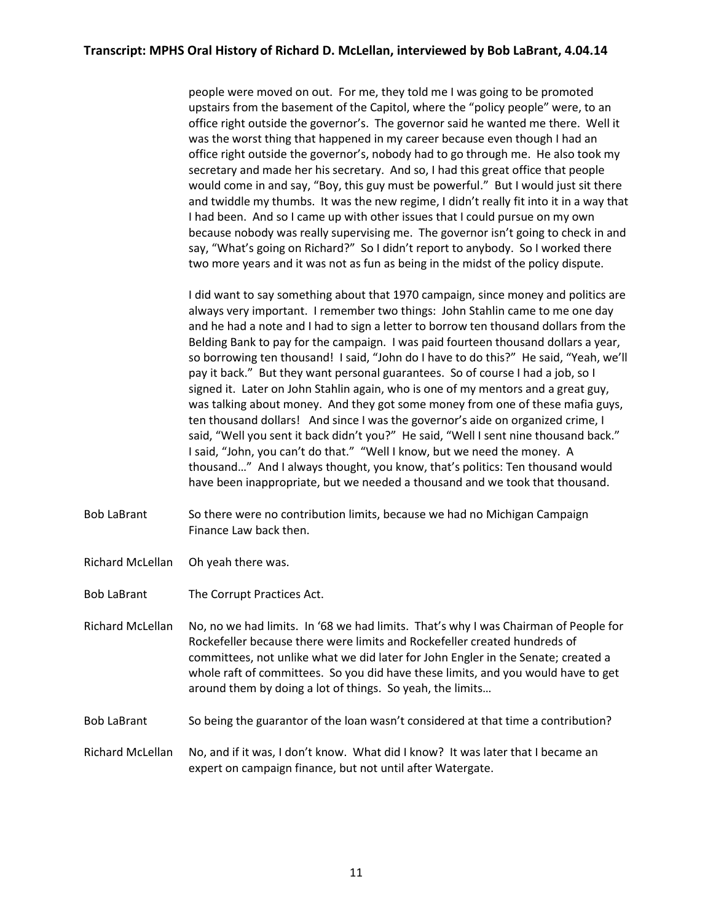people were moved on out. For me, they told me I was going to be promoted upstairs from the basement of the Capitol, where the "policy people" were, to an office right outside the governor's. The governor said he wanted me there. Well it was the worst thing that happened in my career because even though I had an office right outside the governor's, nobody had to go through me. He also took my secretary and made her his secretary. And so, I had this great office that people would come in and say, "Boy, this guy must be powerful." But I would just sit there and twiddle my thumbs. It was the new regime, I didn't really fit into it in a way that I had been. And so I came up with other issues that I could pursue on my own because nobody was really supervising me. The governor isn't going to check in and say, "What's going on Richard?" So I didn't report to anybody. So I worked there two more years and it was not as fun as being in the midst of the policy dispute.

I did want to say something about that 1970 campaign, since money and politics are always very important. I remember two things: John Stahlin came to me one day and he had a note and I had to sign a letter to borrow ten thousand dollars from the Belding Bank to pay for the campaign. I was paid fourteen thousand dollars a year, so borrowing ten thousand! I said, "John do I have to do this?" He said, "Yeah, we'll pay it back." But they want personal guarantees. So of course I had a job, so I signed it. Later on John Stahlin again, who is one of my mentors and a great guy, was talking about money. And they got some money from one of these mafia guys, ten thousand dollars! And since I was the governor's aide on organized crime, I said, "Well you sent it back didn't you?" He said, "Well I sent nine thousand back." I said, "John, you can't do that." "Well I know, but we need the money. A thousand…" And I always thought, you know, that's politics: Ten thousand would have been inappropriate, but we needed a thousand and we took that thousand.

Bob LaBrant: So there were no contribution limits, because we had no Michigan Campaign Finance Law back then.

Richard McLellan: Oh yeah there was.

Bob LaBrant: The Corrupt Practices Act.

Richard McLellan: No, no we had limits. In '68 we had limits. That's why I was Chairman of People for Rockefeller because there were limits and Rockefeller created hundreds of committees, not unlike what we did later for John Engler in the Senate; created a whole raft of committees. So you did have these limits, and you would have to get around them by doing a lot of things. So yeah, the limits…

Bob LaBrant: So being the guarantor of the loan wasn't considered at that time a contribution?

Richard McLellan: No, and if it was, I don't know. What did I know? It was later that I became an expert on campaign finance, but not until after Watergate.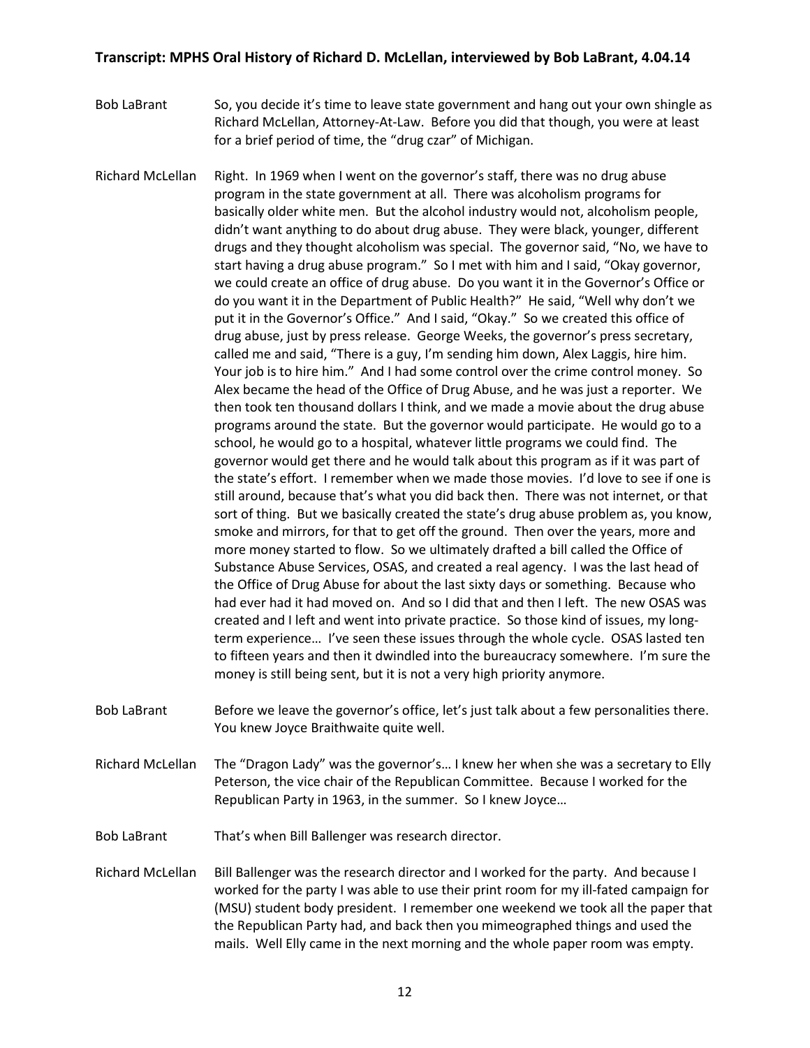**Bob LaBrant** So, you decide it's time to leave state government and hang out your own shingle as Richard McLellan, Attorney-At-Law. Before you did that though, you were at least for a brief period of time, the "drug czar" of Michigan.

**Richard McLellan** Right. In 1969 when I went on the governor's staff, there was no drug abuse program in the state government at all. There was alcoholism programs for basically older white men. But the alcohol industry would not, alcoholism people, didn't want anything to do about drug abuse. They were black, younger, different drugs and they thought alcoholism was special. The governor said, "No, we have to start having a drug abuse program." So I met with him and I said, "Okay governor, we could create an office of drug abuse. Do you want it in the Governor's Office or do you want it in the Department of Public Health?" He said, "Well why don't we put it in the Governor's Office." And I said, "Okay." So we created this office of drug abuse, just by press release. George Weeks, the governor's press secretary, called me and said, "There is a guy, I'm sending him down, Alex Laggis, hire him. Your job is to hire him." And I had some control over the crime control money. So Alex became the head of the Office of Drug Abuse, and he was just a reporter. We then took ten thousand dollars I think, and we made a movie about the drug abuse programs around the state. But the governor would participate. He would go to a school, he would go to a hospital, whatever little programs we could find. The governor would get there and he would talk about this program as if it was part of the state's effort. I remember when we made those movies. I'd love to see if one is still around, because that's what you did back then. There was not internet, or that sort of thing. But we basically created the state's drug abuse problem as, you know, smoke and mirrors, for that to get off the ground. Then over the years, more and more money started to flow. So we ultimately drafted a bill called the Office of Substance Abuse Services, OSAS, and created a real agency. I was the last head of the Office of Drug Abuse for about the last sixty days or something. Because who had ever had it had moved on. And so I did that and then I left. The new OSAS was created and I left and went into private practice. So those kind of issues, my long-term experience… I've seen these issues through the whole cycle. OSAS lasted ten to fifteen years and then it dwindled into the bureaucracy somewhere. I'm sure the money is still being sent, but it is not a very high priority anymore.

**Bob LaBrant** Before we leave the governor's office, let's just talk about a few personalities there. You knew Joyce Braithwaite quite well.

**Richard McLellan** The "Dragon Lady" was the governor's… I knew her when she was a secretary to Elly Peterson, the vice chair of the Republican Committee. Because I worked for the Republican Party in 1963, in the summer. So I knew Joyce…

**Bob LaBrant** That's when Bill Ballenger was research director.

**Richard McLellan** Bill Ballenger was the research director and I worked for the party. And because I worked for the party I was able to use their print room for my ill-fated campaign for (MSU) student body president. I remember one weekend we took all the paper that the Republican Party had, and back then you mimeographed things and used the mails. Well Elly came in the next morning and the whole paper room was empty.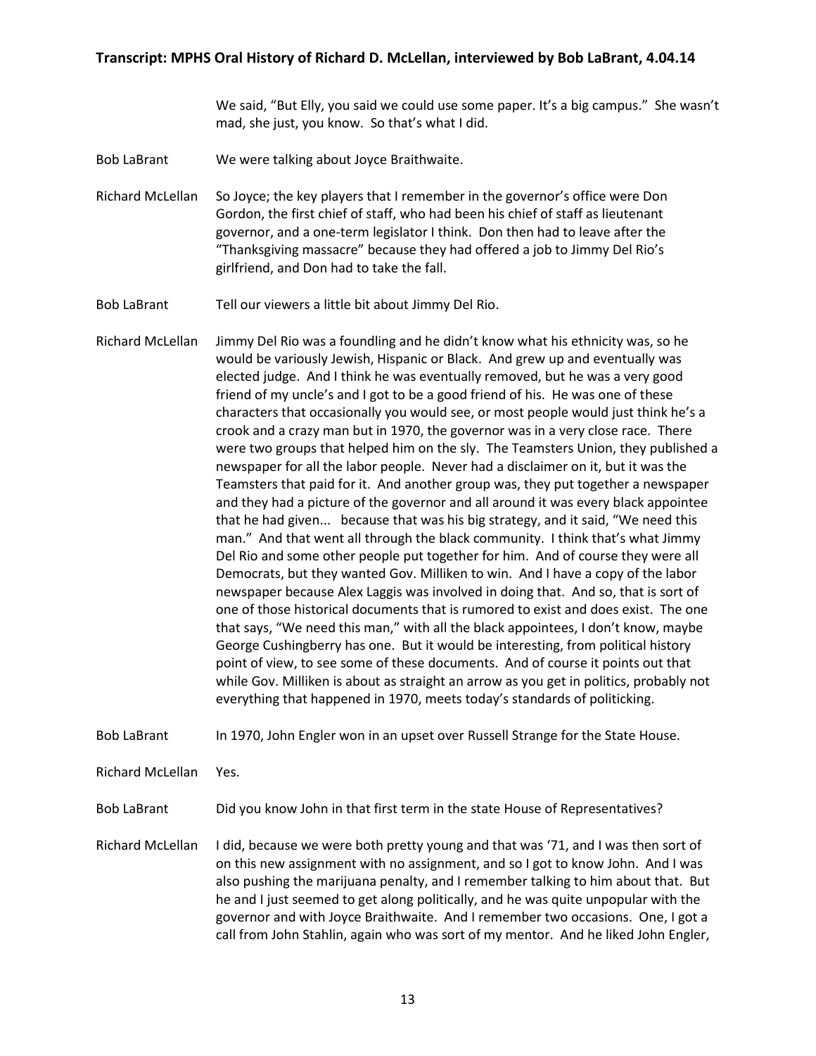We said, "But Elly, you said we could use some paper. It's a big campus." She wasn't mad, she just, you know. So that's what I did.

Bob LaBrant We were talking about Joyce Braithwaite.

Richard McLellan So Joyce; the key players that I remember in the governor's office were Don Gordon, the first chief of staff, who had been his chief of staff as lieutenant governor, and a one-term legislator I think. Don then had to leave after the "Thanksgiving massacre" because they had offered a job to Jimmy Del Rio's girlfriend, and Don had to take the fall.

Bob LaBrant Tell our viewers a little bit about Jimmy Del Rio.

Richard McLellan Jimmy Del Rio was a foundling and he didn't know what his ethnicity was, so he would be variously Jewish, Hispanic or Black. And grew up and eventually was elected judge. And I think he was eventually removed, but he was a very good friend of my uncle's and I got to be a good friend of his. He was one of these characters that occasionally you would see, or most people would just think he's a crook and a crazy man but in 1970, the governor was in a very close race. There were two groups that helped him on the sly. The Teamsters Union, they published a newspaper for all the labor people. Never had a disclaimer on it, but it was the Teamsters that paid for it. And another group was, they put together a newspaper and they had a picture of the governor and all around it was every black appointee that he had given... because that was his big strategy, and it said, "We need this man." And that went all through the black community. I think that's what Jimmy Del Rio and some other people put together for him. And of course they were all Democrats, but they wanted Gov. Milliken to win. And I have a copy of the labor newspaper because Alex Laggis was involved in doing that. And so, that is sort of one of those historical documents that is rumored to exist and does exist. The one that says, "We need this man," with all the black appointees, I don't know, maybe George Cushingberry has one. But it would be interesting, from political history point of view, to see some of these documents. And of course it points out that while Gov. Milliken is about as straight an arrow as you get in politics, probably not everything that happened in 1970, meets today's standards of politicking.

Bob LaBrant In 1970, John Engler won in an upset over Russell Strange for the State House.

Richard McLellan Yes.

Bob LaBrant Did you know John in that first term in the state House of Representatives?

Richard McLellan I did, because we were both pretty young and that was '71, and I was then sort of on this new assignment with no assignment, and so I got to know John. And I was also pushing the marijuana penalty, and I remember talking to him about that. But he and I just seemed to get along politically, and he was quite unpopular with the governor and with Joyce Braithwaite. And I remember two occasions. One, I got a call from John Stahlin, again who was sort of my mentor. And he liked John Engler,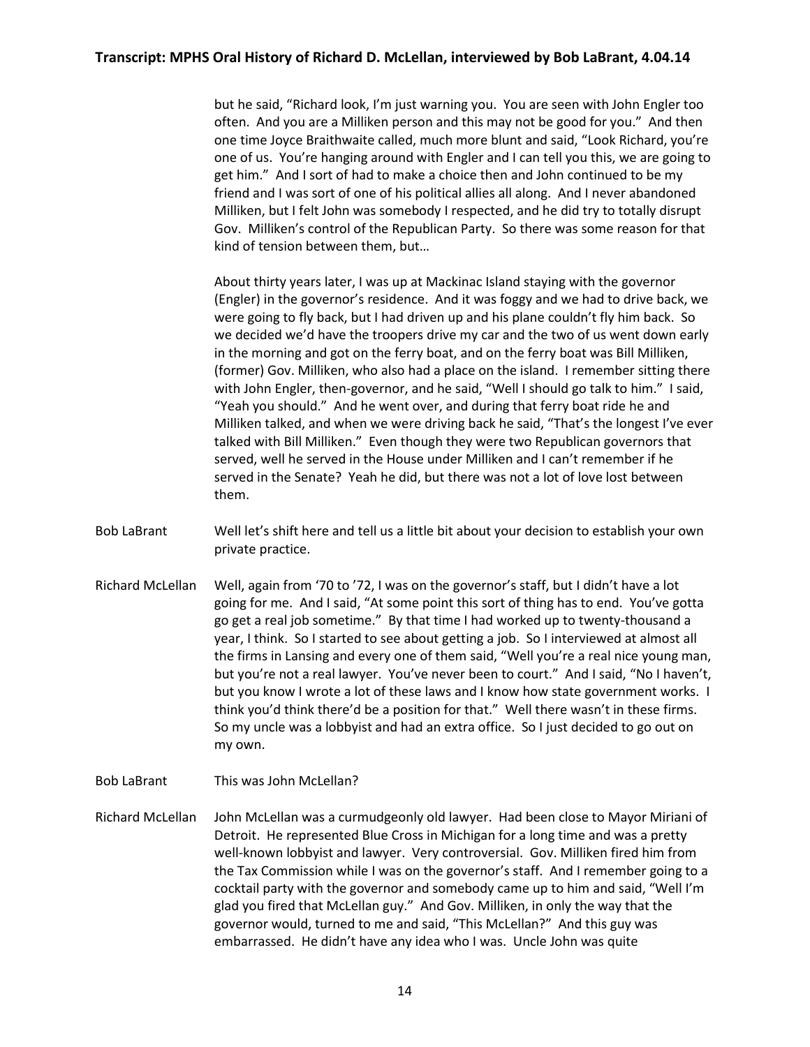but he said, "Richard look, I'm just warning you. You are seen with John Engler too often. And you are a Milliken person and this may not be good for you." And then one time Joyce Braithwaite called, much more blunt and said, "Look Richard, you're one of us. You're hanging around with Engler and I can tell you this, we are going to get him." And I sort of had to make a choice then and John continued to be my friend and I was sort of one of his political allies all along. And I never abandoned Milliken, but I felt John was somebody I respected, and he did try to totally disrupt Gov. Milliken's control of the Republican Party. So there was some reason for that kind of tension between them, but…

About thirty years later, I was up at Mackinac Island staying with the governor (Engler) in the governor's residence. And it was foggy and we had to drive back, we were going to fly back, but I had driven up and his plane couldn't fly him back. So we decided we'd have the troopers drive my car and the two of us went down early in the morning and got on the ferry boat, and on the ferry boat was Bill Milliken, (former) Gov. Milliken, who also had a place on the island. I remember sitting there with John Engler, then-governor, and he said, "Well I should go talk to him." I said, "Yeah you should." And he went over, and during that ferry boat ride he and Milliken talked, and when we were driving back he said, "That's the longest I've ever talked with Bill Milliken." Even though they were two Republican governors that served, well he served in the House under Milliken and I can't remember if he served in the Senate? Yeah he did, but there was not a lot of love lost between them.

**Bob LaBrant:** Well let's shift here and tell us a little bit about your decision to establish your own private practice.

**Richard McLellan:** Well, again from '70 to '72, I was on the governor's staff, but I didn't have a lot going for me. And I said, "At some point this sort of thing has to end. You've gotta go get a real job sometime." By that time I had worked up to twenty-thousand a year, I think. So I started to see about getting a job. So I interviewed at almost all the firms in Lansing and every one of them said, "Well you're a real nice young man, but you're not a real lawyer. You've never been to court." And I said, "No I haven't, but you know I wrote a lot of these laws and I know how state government works. I think you'd think there'd be a position for that." Well there wasn't in these firms. So my uncle was a lobbyist and had an extra office. So I just decided to go out on my own.

**Bob LaBrant:** This was John McLellan?

**Richard McLellan:** John McLellan was a curmudgeonly old lawyer. Had been close to Mayor Miriani of Detroit. He represented Blue Cross in Michigan for a long time and was a pretty well-known lobbyist and lawyer. Very controversial. Gov. Milliken fired him from the Tax Commission while I was on the governor's staff. And I remember going to a cocktail party with the governor and somebody came up to him and said, "Well I'm glad you fired that McLellan guy." And Gov. Milliken, in only the way that the governor would, turned to me and said, "This McLellan?" And this guy was embarrassed. He didn't have any idea who I was. Uncle John was quite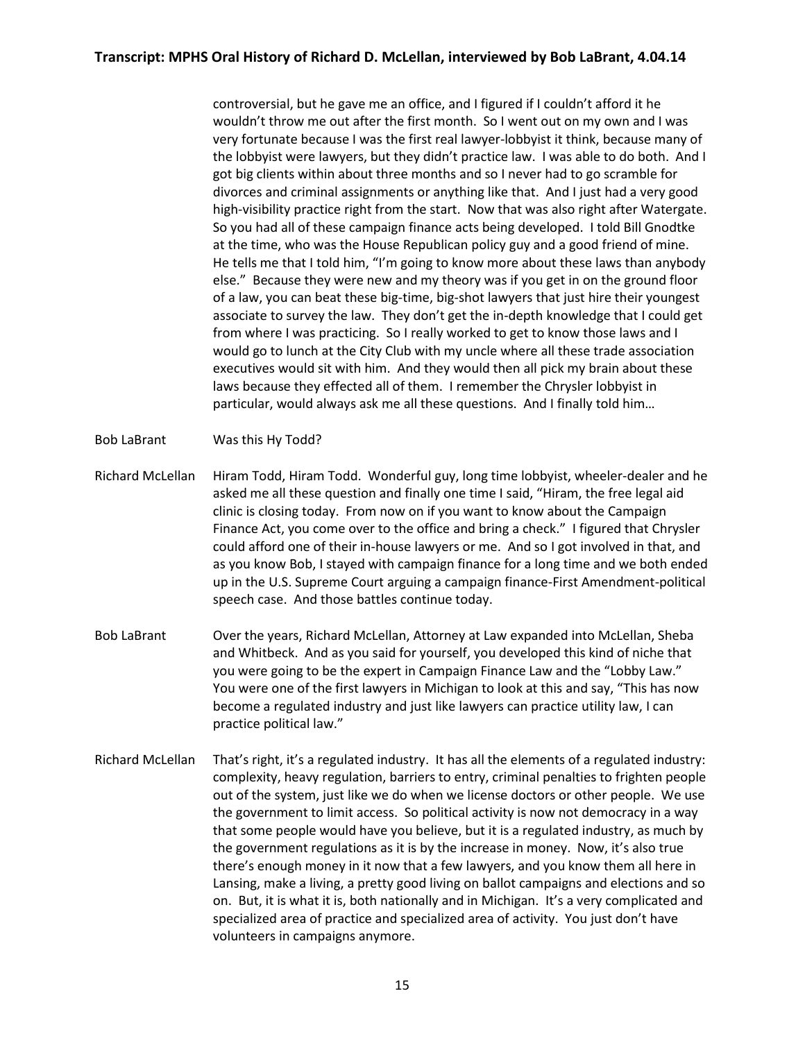controversial, but he gave me an office, and I figured if I couldn't afford it he wouldn't throw me out after the first month. So I went out on my own and I was very fortunate because I was the first real lawyer-lobbyist it think, because many of the lobbyist were lawyers, but they didn't practice law. I was able to do both. And I got big clients within about three months and so I never had to go scramble for divorces and criminal assignments or anything like that. And I just had a very good high-visibility practice right from the start. Now that was also right after Watergate. So you had all of these campaign finance acts being developed. I told Bill Gnodtke at the time, who was the House Republican policy guy and a good friend of mine. He tells me that I told him, "I'm going to know more about these laws than anybody else." Because they were new and my theory was if you get in on the ground floor of a law, you can beat these big-time, big-shot lawyers that just hire their youngest associate to survey the law. They don't get the in-depth knowledge that I could get from where I was practicing. So I really worked to get to know those laws and I would go to lunch at the City Club with my uncle where all these trade association executives would sit with him. And they would then all pick my brain about these laws because they effected all of them. I remember the Chrysler lobbyist in particular, would always ask me all these questions. And I finally told him…

**Bob LaBrant**: Was this Hy Todd?

**Richard McLellan**: Hiram Todd, Hiram Todd. Wonderful guy, long time lobbyist, wheeler-dealer and he asked me all these question and finally one time I said, "Hiram, the free legal aid clinic is closing today. From now on if you want to know about the Campaign Finance Act, you come over to the office and bring a check." I figured that Chrysler could afford one of their in-house lawyers or me. And so I got involved in that, and as you know Bob, I stayed with campaign finance for a long time and we both ended up in the U.S. Supreme Court arguing a campaign finance-First Amendment-political speech case. And those battles continue today.

**Bob LaBrant**: Over the years, Richard McLellan, Attorney at Law expanded into McLellan, Sheba and Whitbeck. And as you said for yourself, you developed this kind of niche that you were going to be the expert in Campaign Finance Law and the "Lobby Law." You were one of the first lawyers in Michigan to look at this and say, "This has now become a regulated industry and just like lawyers can practice utility law, I can practice political law."

**Richard McLellan**: That's right, it's a regulated industry. It has all the elements of a regulated industry: complexity, heavy regulation, barriers to entry, criminal penalties to frighten people out of the system, just like we do when we license doctors or other people. We use the government to limit access. So political activity is now not democracy in a way that some people would have you believe, but it is a regulated industry, as much by the government regulations as it is by the increase in money. Now, it's also true there's enough money in it now that a few lawyers, and you know them all here in Lansing, make a living, a pretty good living on ballot campaigns and elections and so on. But, it is what it is, both nationally and in Michigan. It's a very complicated and specialized area of practice and specialized area of activity. You just don't have volunteers in campaigns anymore.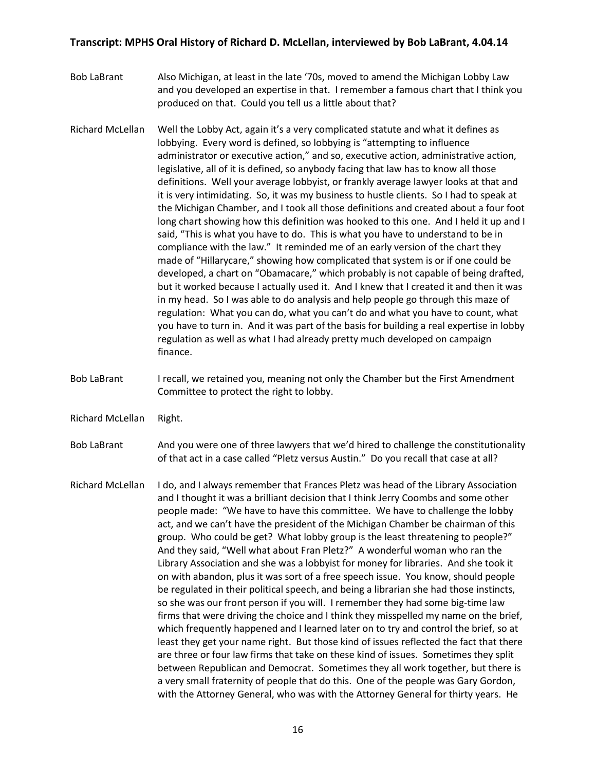**Bob LaBrant** Also Michigan, at least in the late '70s, moved to amend the Michigan Lobby Law and you developed an expertise in that. I remember a famous chart that I think you produced on that. Could you tell us a little about that?

**Richard McLellan** Well the Lobby Act, again it's a very complicated statute and what it defines as lobbying. Every word is defined, so lobbying is "attempting to influence administrator or executive action," and so, executive action, administrative action, legislative, all of it is defined, so anybody facing that law has to know all those definitions. Well your average lobbyist, or frankly average lawyer looks at that and it is very intimidating. So, it was my business to hustle clients. So I had to speak at the Michigan Chamber, and I took all those definitions and created about a four foot long chart showing how this definition was hooked to this one. And I held it up and I said, "This is what you have to do. This is what you have to understand to be in compliance with the law." It reminded me of an early version of the chart they made of "Hillarycare," showing how complicated that system is or if one could be developed, a chart on "Obamacare," which probably is not capable of being drafted, but it worked because I actually used it. And I knew that I created it and then it was in my head. So I was able to do analysis and help people go through this maze of regulation: What you can do, what you can't do and what you have to count, what you have to turn in. And it was part of the basis for building a real expertise in lobby regulation as well as what I had already pretty much developed on campaign finance.

**Bob LaBrant** I recall, we retained you, meaning not only the Chamber but the First Amendment Committee to protect the right to lobby.

**Richard McLellan** Right.

**Bob LaBrant** And you were one of three lawyers that we'd hired to challenge the constitutionality of that act in a case called "Pletz versus Austin." Do you recall that case at all?

**Richard McLellan** I do, and I always remember that Frances Pletz was head of the Library Association and I thought it was a brilliant decision that I think Jerry Coombs and some other people made: "We have to have this committee. We have to challenge the lobby act, and we can't have the president of the Michigan Chamber be chairman of this group. Who could be get? What lobby group is the least threatening to people?" And they said, "Well what about Fran Pletz?" A wonderful woman who ran the Library Association and she was a lobbyist for money for libraries. And she took it on with abandon, plus it was sort of a free speech issue. You know, should people be regulated in their political speech, and being a librarian she had those instincts, so she was our front person if you will. I remember they had some big-time law firms that were driving the choice and I think they misspelled my name on the brief, which frequently happened and I learned later on to try and control the brief, so at least they get your name right. But those kind of issues reflected the fact that there are three or four law firms that take on these kind of issues. Sometimes they split between Republican and Democrat. Sometimes they all work together, but there is a very small fraternity of people that do this. One of the people was Gary Gordon, with the Attorney General, who was with the Attorney General for thirty years. He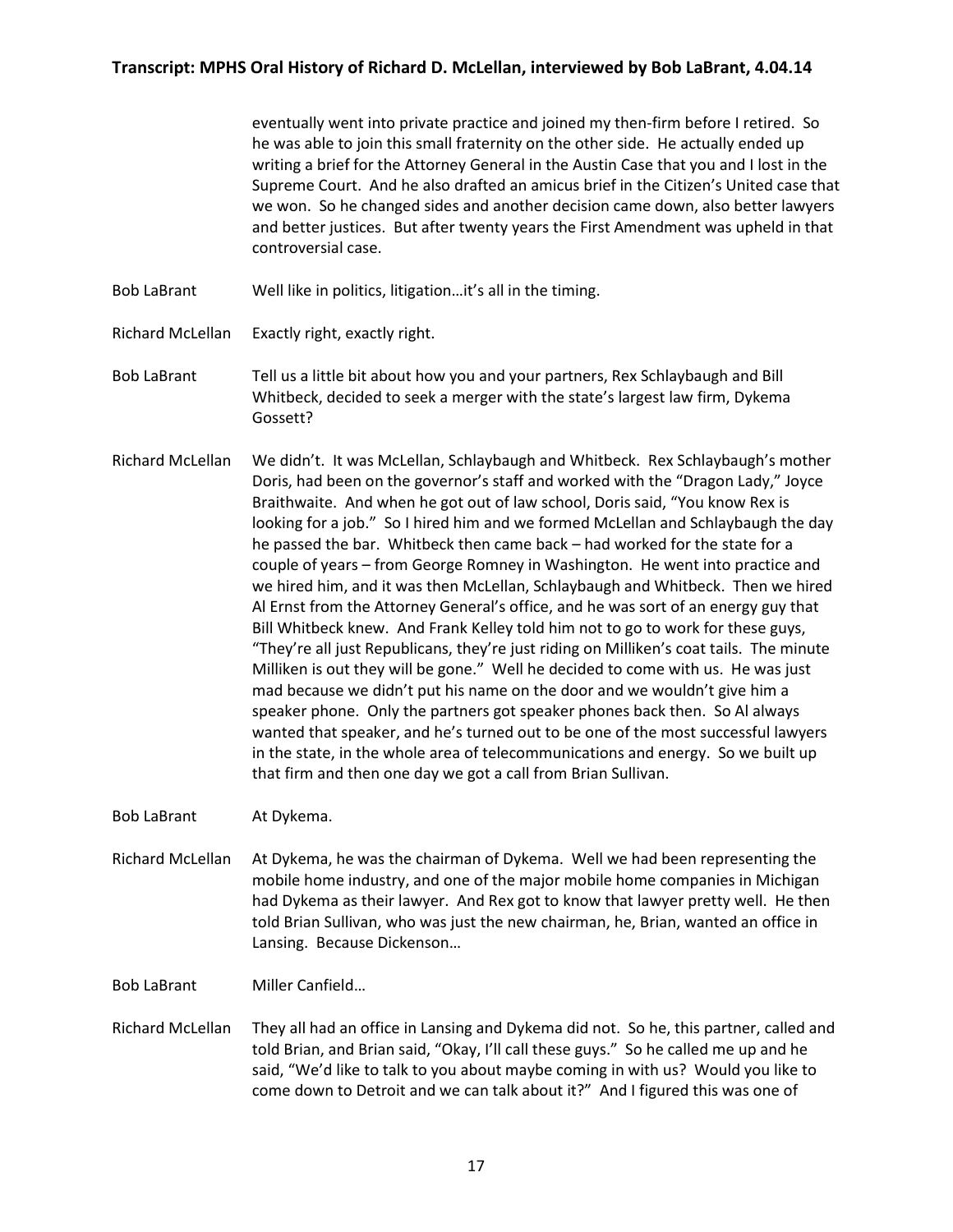eventually went into private practice and joined my then-firm before I retired. So he was able to join this small fraternity on the other side. He actually ended up writing a brief for the Attorney General in the Austin Case that you and I lost in the Supreme Court. And he also drafted an amicus brief in the Citizen's United case that we won. So he changed sides and another decision came down, also better lawyers and better justices. But after twenty years the First Amendment was upheld in that controversial case.

**Bob LaBrant** Well like in politics, litigation…it's all in the timing.

**Richard McLellan** Exactly right, exactly right.

**Bob LaBrant** Tell us a little bit about how you and your partners, Rex Schlaybaugh and Bill Whitbeck, decided to seek a merger with the state's largest law firm, Dykema Gossett?

**Richard McLellan** We didn't. It was McLellan, Schlaybaugh and Whitbeck. Rex Schlaybaugh's mother Doris, had been on the governor's staff and worked with the "Dragon Lady," Joyce Braithwaite. And when he got out of law school, Doris said, "You know Rex is looking for a job." So I hired him and we formed McLellan and Schlaybaugh the day he passed the bar. Whitbeck then came back – had worked for the state for a couple of years – from George Romney in Washington. He went into practice and we hired him, and it was then McLellan, Schlaybaugh and Whitbeck. Then we hired Al Ernst from the Attorney General's office, and he was sort of an energy guy that Bill Whitbeck knew. And Frank Kelley told him not to go to work for these guys, "They're all just Republicans, they're just riding on Milliken's coat tails. The minute Milliken is out they will be gone." Well he decided to come with us. He was just mad because we didn't put his name on the door and we wouldn't give him a speaker phone. Only the partners got speaker phones back then. So Al always wanted that speaker, and he's turned out to be one of the most successful lawyers in the state, in the whole area of telecommunications and energy. So we built up that firm and then one day we got a call from Brian Sullivan.

**Bob LaBrant** At Dykema.

**Richard McLellan** At Dykema, he was the chairman of Dykema. Well we had been representing the mobile home industry, and one of the major mobile home companies in Michigan had Dykema as their lawyer. And Rex got to know that lawyer pretty well. He then told Brian Sullivan, who was just the new chairman, he, Brian, wanted an office in Lansing. Because Dickenson…

**Bob LaBrant** Miller Canfield…

**Richard McLellan** They all had an office in Lansing and Dykema did not. So he, this partner, called and told Brian, and Brian said, "Okay, I'll call these guys." So he called me up and he said, "We'd like to talk to you about maybe coming in with us? Would you like to come down to Detroit and we can talk about it?" And I figured this was one of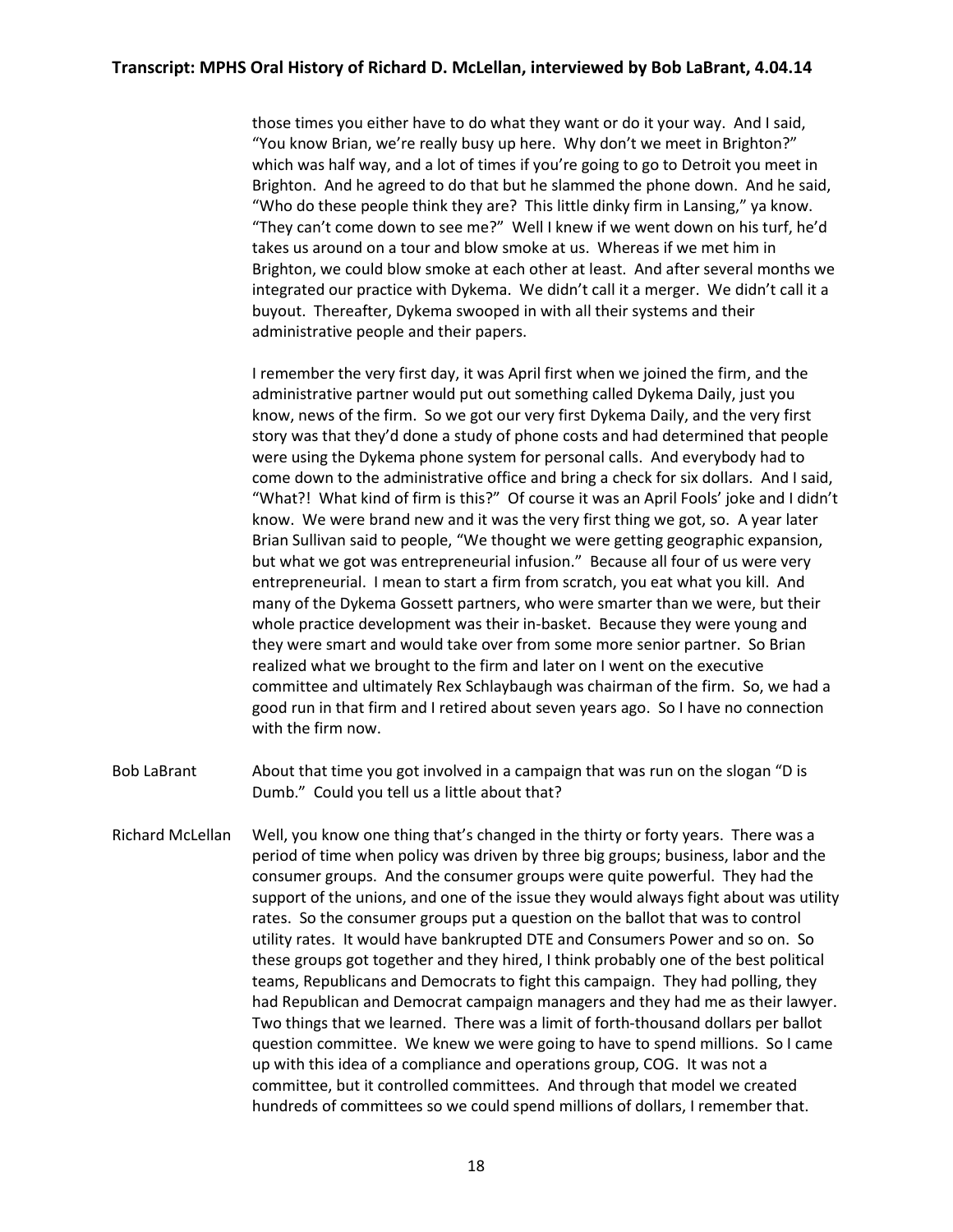those times you either have to do what they want or do it your way. And I said, "You know Brian, we're really busy up here. Why don't we meet in Brighton?" which was half way, and a lot of times if you're going to go to Detroit you meet in Brighton. And he agreed to do that but he slammed the phone down. And he said, "Who do these people think they are? This little dinky firm in Lansing," ya know. "They can't come down to see me?" Well I knew if we went down on his turf, he'd takes us around on a tour and blow smoke at us. Whereas if we met him in Brighton, we could blow smoke at each other at least. And after several months we integrated our practice with Dykema. We didn't call it a merger. We didn't call it a buyout. Thereafter, Dykema swooped in with all their systems and their administrative people and their papers.

I remember the very first day, it was April first when we joined the firm, and the administrative partner would put out something called Dykema Daily, just you know, news of the firm. So we got our very first Dykema Daily, and the very first story was that they'd done a study of phone costs and had determined that people were using the Dykema phone system for personal calls. And everybody had to come down to the administrative office and bring a check for six dollars. And I said, "What?! What kind of firm is this?" Of course it was an April Fools' joke and I didn't know. We were brand new and it was the very first thing we got, so. A year later Brian Sullivan said to people, "We thought we were getting geographic expansion, but what we got was entrepreneurial infusion." Because all four of us were very entrepreneurial. I mean to start a firm from scratch, you eat what you kill. And many of the Dykema Gossett partners, who were smarter than we were, but their whole practice development was their in-basket. Because they were young and they were smart and would take over from some more senior partner. So Brian realized what we brought to the firm and later on I went on the executive committee and ultimately Rex Schlaybaugh was chairman of the firm. So, we had a good run in that firm and I retired about seven years ago. So I have no connection with the firm now.

**Bob LaBrant:** About that time you got involved in a campaign that was run on the slogan "D is Dumb." Could you tell us a little about that?

**Richard McLellan:** Well, you know one thing that's changed in the thirty or forty years. There was a period of time when policy was driven by three big groups; business, labor and the consumer groups. And the consumer groups were quite powerful. They had the support of the unions, and one of the issue they would always fight about was utility rates. So the consumer groups put a question on the ballot that was to control utility rates. It would have bankrupted DTE and Consumers Power and so on. So these groups got together and they hired, I think probably one of the best political teams, Republicans and Democrats to fight this campaign. They had polling, they had Republican and Democrat campaign managers and they had me as their lawyer. Two things that we learned. There was a limit of forth-thousand dollars per ballot question committee. We knew we were going to have to spend millions. So I came up with this idea of a compliance and operations group, COG. It was not a committee, but it controlled committees. And through that model we created hundreds of committees so we could spend millions of dollars, I remember that.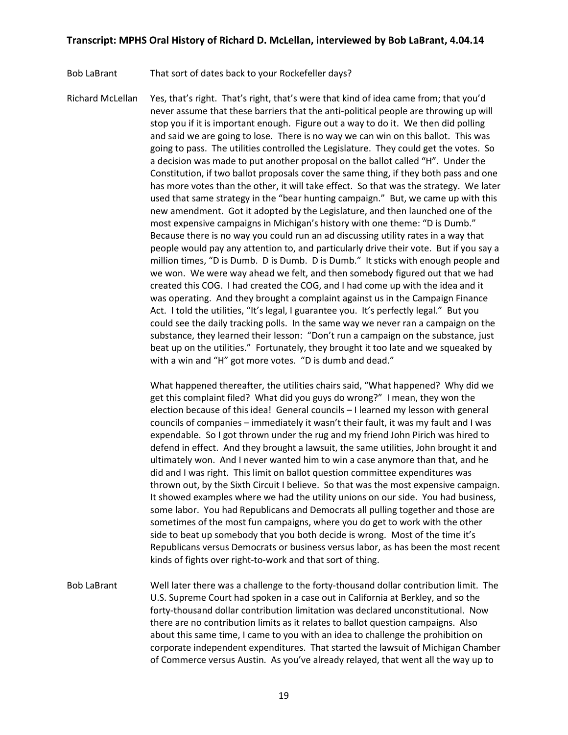Bob LaBrant That sort of dates back to your Rockefeller days?

Richard McLellan Yes, that's right. That's right, that's were that kind of idea came from; that you'd never assume that these barriers that the anti-political people are throwing up will stop you if it is important enough. Figure out a way to do it. We then did polling and said we are going to lose. There is no way we can win on this ballot. This was going to pass. The utilities controlled the Legislature. They could get the votes. So a decision was made to put another proposal on the ballot called "H". Under the Constitution, if two ballot proposals cover the same thing, if they both pass and one has more votes than the other, it will take effect. So that was the strategy. We later used that same strategy in the "bear hunting campaign." But, we came up with this new amendment. Got it adopted by the Legislature, and then launched one of the most expensive campaigns in Michigan's history with one theme: "D is Dumb." Because there is no way you could run an ad discussing utility rates in a way that people would pay any attention to, and particularly drive their vote. But if you say a million times, "D is Dumb. D is Dumb. D is Dumb." It sticks with enough people and we won. We were way ahead we felt, and then somebody figured out that we had created this COG. I had created the COG, and I had come up with the idea and it was operating. And they brought a complaint against us in the Campaign Finance Act. I told the utilities, "It's legal, I guarantee you. It's perfectly legal." But you could see the daily tracking polls. In the same way we never ran a campaign on the substance, they learned their lesson: "Don't run a campaign on the substance, just beat up on the utilities." Fortunately, they brought it too late and we squeaked by with a win and "H" got more votes. "D is dumb and dead."

What happened thereafter, the utilities chairs said, "What happened? Why did we get this complaint filed? What did you guys do wrong?" I mean, they won the election because of this idea! General councils – I learned my lesson with general councils of companies – immediately it wasn't their fault, it was my fault and I was expendable. So I got thrown under the rug and my friend John Pirich was hired to defend in effect. And they brought a lawsuit, the same utilities, John brought it and ultimately won. And I never wanted him to win a case anymore than that, and he did and I was right. This limit on ballot question committee expenditures was thrown out, by the Sixth Circuit I believe. So that was the most expensive campaign. It showed examples where we had the utility unions on our side. You had business, some labor. You had Republicans and Democrats all pulling together and those are sometimes of the most fun campaigns, where you do get to work with the other side to beat up somebody that you both decide is wrong. Most of the time it's Republicans versus Democrats or business versus labor, as has been the most recent kinds of fights over right-to-work and that sort of thing.

Bob LaBrant Well later there was a challenge to the forty-thousand dollar contribution limit. The U.S. Supreme Court had spoken in a case out in California at Berkley, and so the forty-thousand dollar contribution limitation was declared unconstitutional. Now there are no contribution limits as it relates to ballot question campaigns. Also about this same time, I came to you with an idea to challenge the prohibition on corporate independent expenditures. That started the lawsuit of Michigan Chamber of Commerce versus Austin. As you've already relayed, that went all the way up to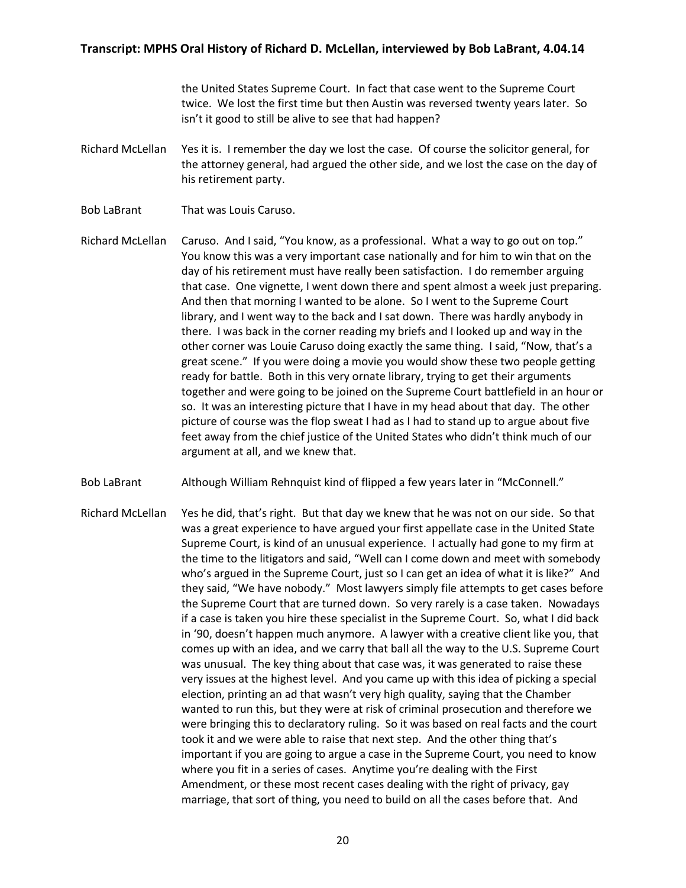the United States Supreme Court. In fact that case went to the Supreme Court twice. We lost the first time but then Austin was reversed twenty years later. So isn't it good to still be alive to see that had happen?

**Richard McLellan** Yes it is. I remember the day we lost the case. Of course the solicitor general, for the attorney general, had argued the other side, and we lost the case on the day of his retirement party.

**Bob LaBrant** That was Louis Caruso.

**Richard McLellan** Caruso. And I said, "You know, as a professional. What a way to go out on top." You know this was a very important case nationally and for him to win that on the day of his retirement must have really been satisfaction. I do remember arguing that case. One vignette, I went down there and spent almost a week just preparing. And then that morning I wanted to be alone. So I went to the Supreme Court library, and I went way to the back and I sat down. There was hardly anybody in there. I was back in the corner reading my briefs and I looked up and way in the other corner was Louie Caruso doing exactly the same thing. I said, "Now, that's a great scene." If you were doing a movie you would show these two people getting ready for battle. Both in this very ornate library, trying to get their arguments together and were going to be joined on the Supreme Court battlefield in an hour or so. It was an interesting picture that I have in my head about that day. The other picture of course was the flop sweat I had as I had to stand up to argue about five feet away from the chief justice of the United States who didn't think much of our argument at all, and we knew that.

**Bob LaBrant** Although William Rehnquist kind of flipped a few years later in "McConnell."

**Richard McLellan** Yes he did, that's right. But that day we knew that he was not on our side. So that was a great experience to have argued your first appellate case in the United State Supreme Court, is kind of an unusual experience. I actually had gone to my firm at the time to the litigators and said, "Well can I come down and meet with somebody who's argued in the Supreme Court, just so I can get an idea of what it is like?" And they said, "We have nobody." Most lawyers simply file attempts to get cases before the Supreme Court that are turned down. So very rarely is a case taken. Nowadays if a case is taken you hire these specialist in the Supreme Court. So, what I did back in '90, doesn't happen much anymore. A lawyer with a creative client like you, that comes up with an idea, and we carry that ball all the way to the U.S. Supreme Court was unusual. The key thing about that case was, it was generated to raise these very issues at the highest level. And you came up with this idea of picking a special election, printing an ad that wasn't very high quality, saying that the Chamber wanted to run this, but they were at risk of criminal prosecution and therefore we were bringing this to declaratory ruling. So it was based on real facts and the court took it and we were able to raise that next step. And the other thing that's important if you are going to argue a case in the Supreme Court, you need to know where you fit in a series of cases. Anytime you're dealing with the First Amendment, or these most recent cases dealing with the right of privacy, gay marriage, that sort of thing, you need to build on all the cases before that. And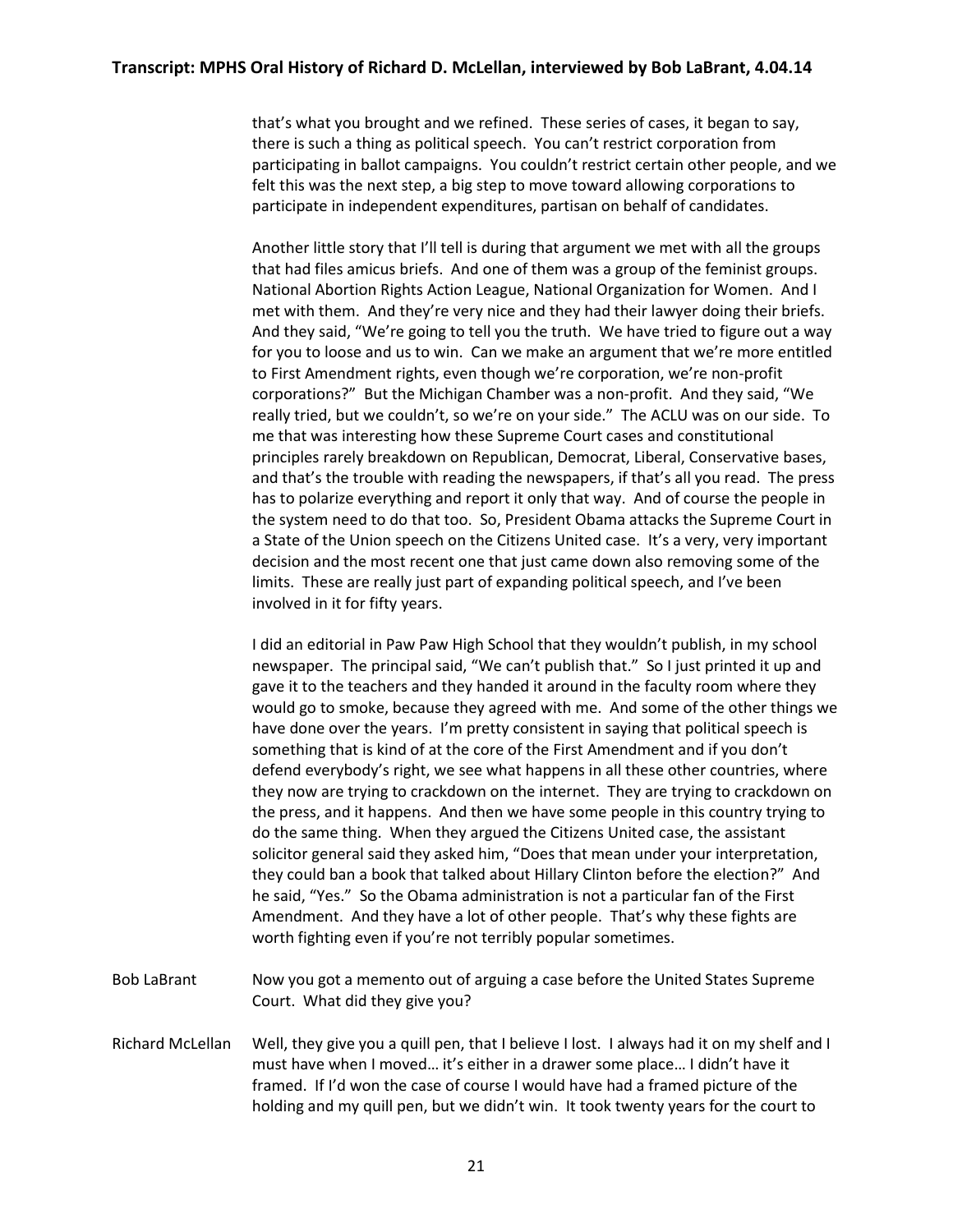that's what you brought and we refined. These series of cases, it began to say, there is such a thing as political speech. You can't restrict corporation from participating in ballot campaigns. You couldn't restrict certain other people, and we felt this was the next step, a big step to move toward allowing corporations to participate in independent expenditures, partisan on behalf of candidates.

Another little story that I'll tell is during that argument we met with all the groups that had files amicus briefs. And one of them was a group of the feminist groups. National Abortion Rights Action League, National Organization for Women. And I met with them. And they're very nice and they had their lawyer doing their briefs. And they said, "We're going to tell you the truth. We have tried to figure out a way for you to loose and us to win. Can we make an argument that we're more entitled to First Amendment rights, even though we're corporation, we're non-profit corporations?" But the Michigan Chamber was a non-profit. And they said, "We really tried, but we couldn't, so we're on your side." The ACLU was on our side. To me that was interesting how these Supreme Court cases and constitutional principles rarely breakdown on Republican, Democrat, Liberal, Conservative bases, and that's the trouble with reading the newspapers, if that's all you read. The press has to polarize everything and report it only that way. And of course the people in the system need to do that too. So, President Obama attacks the Supreme Court in a State of the Union speech on the Citizens United case. It's a very, very important decision and the most recent one that just came down also removing some of the limits. These are really just part of expanding political speech, and I've been involved in it for fifty years.

I did an editorial in Paw Paw High School that they wouldn't publish, in my school newspaper. The principal said, "We can't publish that." So I just printed it up and gave it to the teachers and they handed it around in the faculty room where they would go to smoke, because they agreed with me. And some of the other things we have done over the years. I'm pretty consistent in saying that political speech is something that is kind of at the core of the First Amendment and if you don't defend everybody's right, we see what happens in all these other countries, where they now are trying to crackdown on the internet. They are trying to crackdown on the press, and it happens. And then we have some people in this country trying to do the same thing. When they argued the Citizens United case, the assistant solicitor general said they asked him, "Does that mean under your interpretation, they could ban a book that talked about Hillary Clinton before the election?" And he said, "Yes." So the Obama administration is not a particular fan of the First Amendment. And they have a lot of other people. That's why these fights are worth fighting even if you're not terribly popular sometimes.

**Bob LaBrant:** Now you got a memento out of arguing a case before the United States Supreme Court. What did they give you?

**Richard McLellan:** Well, they give you a quill pen, that I believe I lost. I always had it on my shelf and I must have when I moved… it's either in a drawer some place… I didn't have it framed. If I'd won the case of course I would have had a framed picture of the holding and my quill pen, but we didn't win. It took twenty years for the court to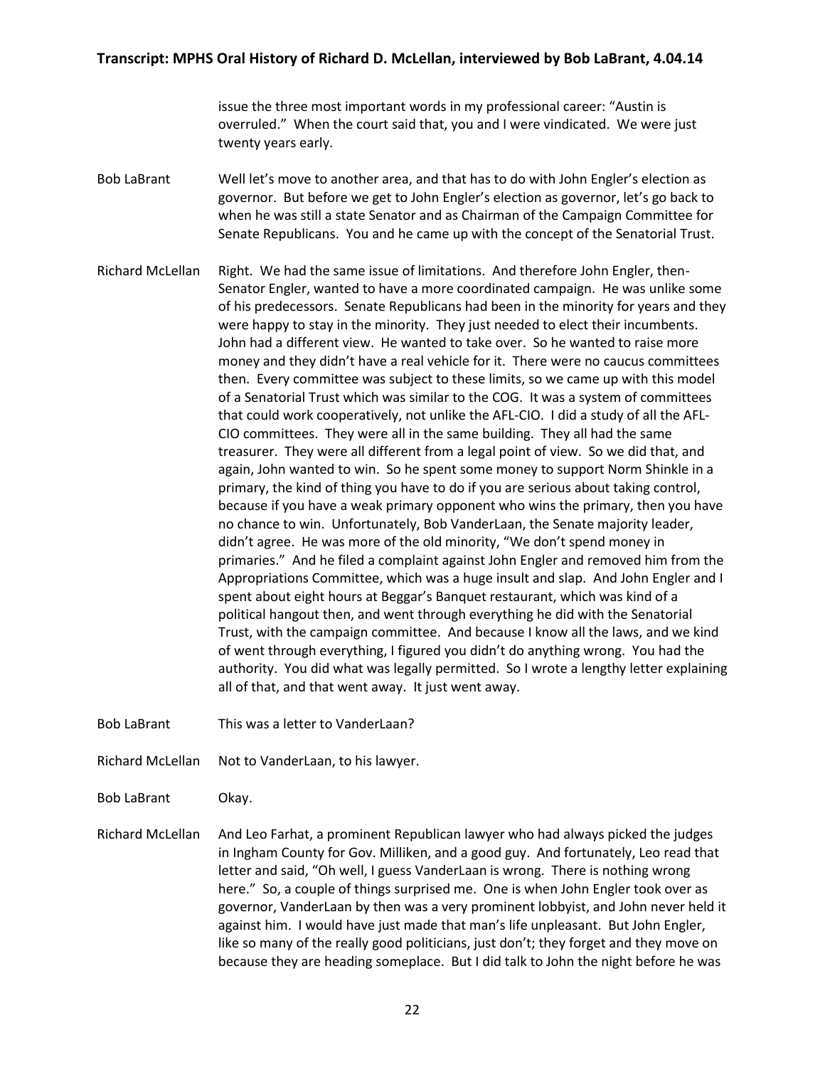issue the three most important words in my professional career: "Austin is overruled." When the court said that, you and I were vindicated. We were just twenty years early.

**Bob LaBrant** Well let's move to another area, and that has to do with John Engler's election as governor. But before we get to John Engler's election as governor, let's go back to when he was still a state Senator and as Chairman of the Campaign Committee for Senate Republicans. You and he came up with the concept of the Senatorial Trust.

**Richard McLellan** Right. We had the same issue of limitations. And therefore John Engler, then-Senator Engler, wanted to have a more coordinated campaign. He was unlike some of his predecessors. Senate Republicans had been in the minority for years and they were happy to stay in the minority. They just needed to elect their incumbents. John had a different view. He wanted to take over. So he wanted to raise more money and they didn't have a real vehicle for it. There were no caucus committees then. Every committee was subject to these limits, so we came up with this model of a Senatorial Trust which was similar to the COG. It was a system of committees that could work cooperatively, not unlike the AFL-CIO. I did a study of all the AFL-CIO committees. They were all in the same building. They all had the same treasurer. They were all different from a legal point of view. So we did that, and again, John wanted to win. So he spent some money to support Norm Shinkle in a primary, the kind of thing you have to do if you are serious about taking control, because if you have a weak primary opponent who wins the primary, then you have no chance to win. Unfortunately, Bob VanderLaan, the Senate majority leader, didn't agree. He was more of the old minority, "We don't spend money in primaries." And he filed a complaint against John Engler and removed him from the Appropriations Committee, which was a huge insult and slap. And John Engler and I spent about eight hours at Beggar's Banquet restaurant, which was kind of a political hangout then, and went through everything he did with the Senatorial Trust, with the campaign committee. And because I know all the laws, and we kind of went through everything, I figured you didn't do anything wrong. You had the authority. You did what was legally permitted. So I wrote a lengthy letter explaining all of that, and that went away. It just went away.

**Bob LaBrant** This was a letter to VanderLaan?

**Richard McLellan** Not to VanderLaan, to his lawyer.

**Bob LaBrant** Okay.

**Richard McLellan** And Leo Farhat, a prominent Republican lawyer who had always picked the judges in Ingham County for Gov. Milliken, and a good guy. And fortunately, Leo read that letter and said, "Oh well, I guess VanderLaan is wrong. There is nothing wrong here." So, a couple of things surprised me. One is when John Engler took over as governor, VanderLaan by then was a very prominent lobbyist, and John never held it against him. I would have just made that man's life unpleasant. But John Engler, like so many of the really good politicians, just don't; they forget and they move on because they are heading someplace. But I did talk to John the night before he was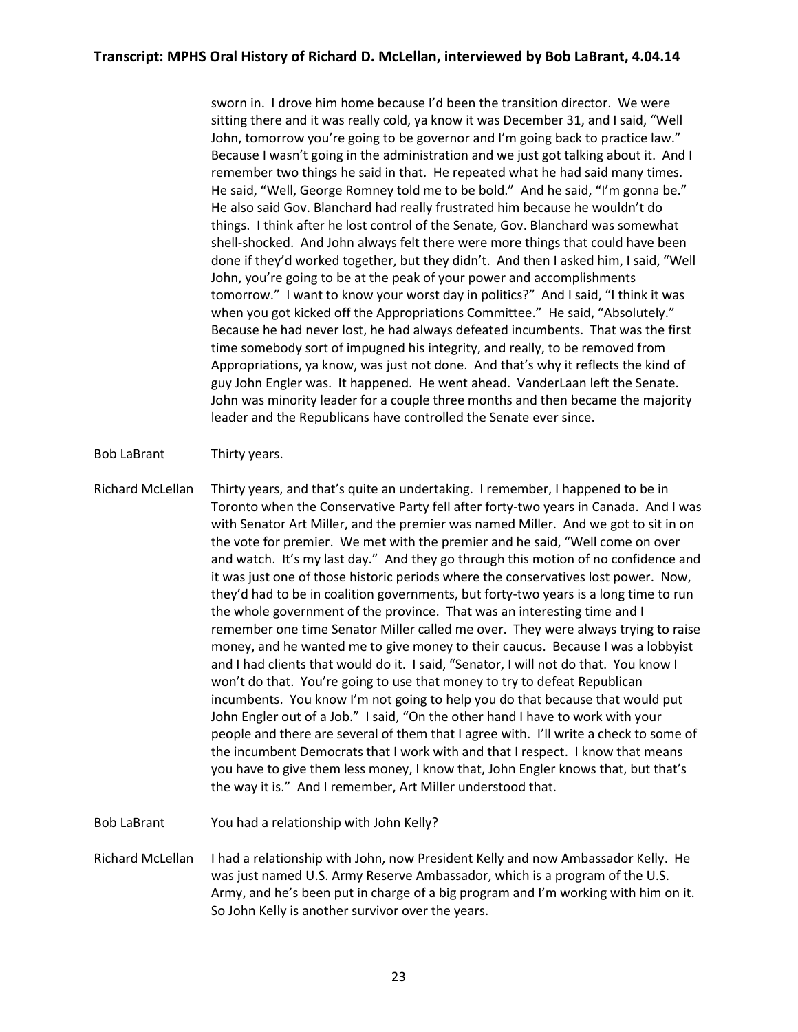sworn in. I drove him home because I'd been the transition director. We were sitting there and it was really cold, ya know it was December 31, and I said, "Well John, tomorrow you're going to be governor and I'm going back to practice law." Because I wasn't going in the administration and we just got talking about it. And I remember two things he said in that. He repeated what he had said many times. He said, "Well, George Romney told me to be bold." And he said, "I'm gonna be." He also said Gov. Blanchard had really frustrated him because he wouldn't do things. I think after he lost control of the Senate, Gov. Blanchard was somewhat shell-shocked. And John always felt there were more things that could have been done if they'd worked together, but they didn't. And then I asked him, I said, "Well John, you're going to be at the peak of your power and accomplishments tomorrow." I want to know your worst day in politics?" And I said, "I think it was when you got kicked off the Appropriations Committee." He said, "Absolutely." Because he had never lost, he had always defeated incumbents. That was the first time somebody sort of impugned his integrity, and really, to be removed from Appropriations, ya know, was just not done. And that's why it reflects the kind of guy John Engler was. It happened. He went ahead. VanderLaan left the Senate. John was minority leader for a couple three months and then became the majority leader and the Republicans have controlled the Senate ever since.

Bob LaBrant — Thirty years.

Richard McLellan — Thirty years, and that's quite an undertaking. I remember, I happened to be in Toronto when the Conservative Party fell after forty-two years in Canada. And I was with Senator Art Miller, and the premier was named Miller. And we got to sit in on the vote for premier. We met with the premier and he said, "Well come on over and watch. It's my last day." And they go through this motion of no confidence and it was just one of those historic periods where the conservatives lost power. Now, they'd had to be in coalition governments, but forty-two years is a long time to run the whole government of the province. That was an interesting time and I remember one time Senator Miller called me over. They were always trying to raise money, and he wanted me to give money to their caucus. Because I was a lobbyist and I had clients that would do it. I said, "Senator, I will not do that. You know I won't do that. You're going to use that money to try to defeat Republican incumbents. You know I'm not going to help you do that because that would put John Engler out of a Job." I said, "On the other hand I have to work with your people and there are several of them that I agree with. I'll write a check to some of the incumbent Democrats that I work with and that I respect. I know that means you have to give them less money, I know that, John Engler knows that, but that's the way it is." And I remember, Art Miller understood that.

Bob LaBrant — You had a relationship with John Kelly?

Richard McLellan — I had a relationship with John, now President Kelly and now Ambassador Kelly. He was just named U.S. Army Reserve Ambassador, which is a program of the U.S. Army, and he's been put in charge of a big program and I'm working with him on it. So John Kelly is another survivor over the years.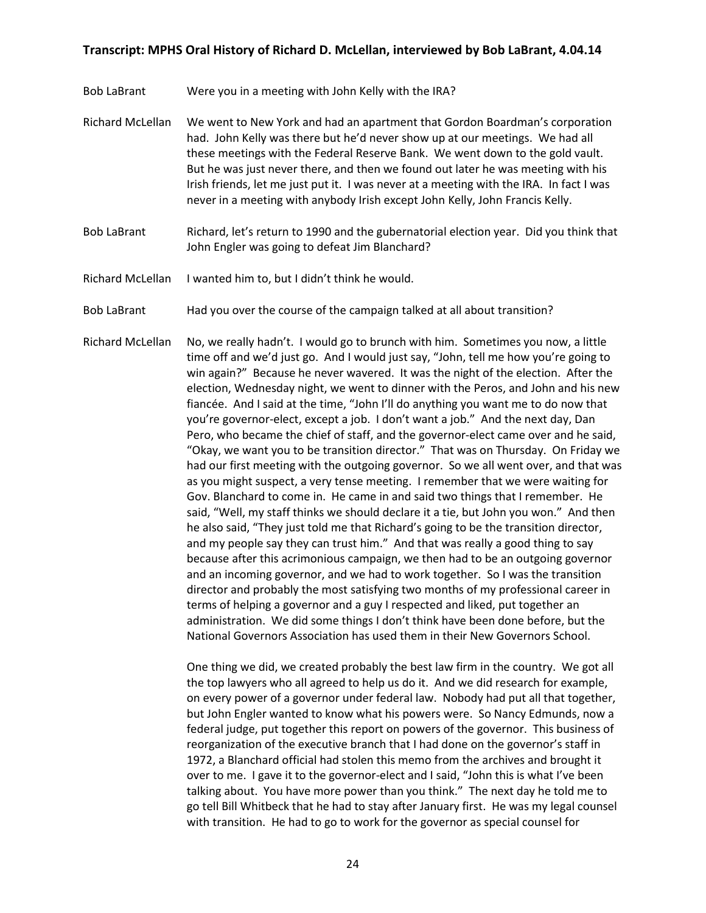Bob LaBrant: Were you in a meeting with John Kelly with the IRA?

Richard McLellan: We went to New York and had an apartment that Gordon Boardman's corporation had. John Kelly was there but he'd never show up at our meetings. We had all these meetings with the Federal Reserve Bank. We went down to the gold vault. But he was just never there, and then we found out later he was meeting with his Irish friends, let me just put it. I was never at a meeting with the IRA. In fact I was never in a meeting with anybody Irish except John Kelly, John Francis Kelly.

Bob LaBrant: Richard, let's return to 1990 and the gubernatorial election year. Did you think that John Engler was going to defeat Jim Blanchard?

Richard McLellan: I wanted him to, but I didn't think he would.

Bob LaBrant: Had you over the course of the campaign talked at all about transition?

Richard McLellan: No, we really hadn't. I would go to brunch with him. Sometimes you now, a little time off and we'd just go. And I would just say, "John, tell me how you're going to win again?" Because he never wavered. It was the night of the election. After the election, Wednesday night, we went to dinner with the Peros, and John and his new fiancée. And I said at the time, "John I'll do anything you want me to do now that you're governor-elect, except a job. I don't want a job." And the next day, Dan Pero, who became the chief of staff, and the governor-elect came over and he said, "Okay, we want you to be transition director." That was on Thursday. On Friday we had our first meeting with the outgoing governor. So we all went over, and that was as you might suspect, a very tense meeting. I remember that we were waiting for Gov. Blanchard to come in. He came in and said two things that I remember. He said, "Well, my staff thinks we should declare it a tie, but John you won." And then he also said, "They just told me that Richard's going to be the transition director, and my people say they can trust him." And that was really a good thing to say because after this acrimonious campaign, we then had to be an outgoing governor and an incoming governor, and we had to work together. So I was the transition director and probably the most satisfying two months of my professional career in terms of helping a governor and a guy I respected and liked, put together an administration. We did some things I don't think have been done before, but the National Governors Association has used them in their New Governors School.

One thing we did, we created probably the best law firm in the country. We got all the top lawyers who all agreed to help us do it. And we did research for example, on every power of a governor under federal law. Nobody had put all that together, but John Engler wanted to know what his powers were. So Nancy Edmunds, now a federal judge, put together this report on powers of the governor. This business of reorganization of the executive branch that I had done on the governor's staff in 1972, a Blanchard official had stolen this memo from the archives and brought it over to me. I gave it to the governor-elect and I said, "John this is what I've been talking about. You have more power than you think." The next day he told me to go tell Bill Whitbeck that he had to stay after January first. He was my legal counsel with transition. He had to go to work for the governor as special counsel for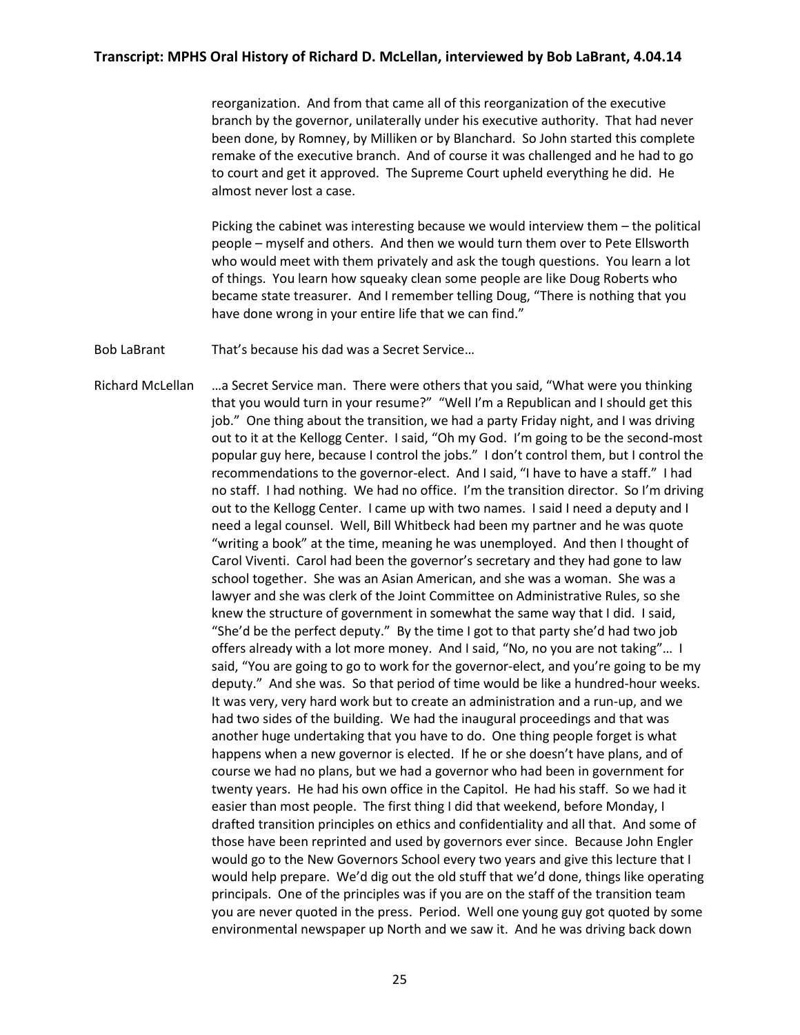reorganization. And from that came all of this reorganization of the executive branch by the governor, unilaterally under his executive authority. That had never been done, by Romney, by Milliken or by Blanchard. So John started this complete remake of the executive branch. And of course it was challenged and he had to go to court and get it approved. The Supreme Court upheld everything he did. He almost never lost a case.

Picking the cabinet was interesting because we would interview them – the political people – myself and others. And then we would turn them over to Pete Ellsworth who would meet with them privately and ask the tough questions. You learn a lot of things. You learn how squeaky clean some people are like Doug Roberts who became state treasurer. And I remember telling Doug, "There is nothing that you have done wrong in your entire life that we can find."

**Bob LaBrant** That's because his dad was a Secret Service…

**Richard McLellan** …a Secret Service man. There were others that you said, "What were you thinking that you would turn in your resume?" "Well I'm a Republican and I should get this job." One thing about the transition, we had a party Friday night, and I was driving out to it at the Kellogg Center. I said, "Oh my God. I'm going to be the second-most popular guy here, because I control the jobs." I don't control them, but I control the recommendations to the governor-elect. And I said, "I have to have a staff." I had no staff. I had nothing. We had no office. I'm the transition director. So I'm driving out to the Kellogg Center. I came up with two names. I said I need a deputy and I need a legal counsel. Well, Bill Whitbeck had been my partner and he was quote "writing a book" at the time, meaning he was unemployed. And then I thought of Carol Viventi. Carol had been the governor's secretary and they had gone to law school together. She was an Asian American, and she was a woman. She was a lawyer and she was clerk of the Joint Committee on Administrative Rules, so she knew the structure of government in somewhat the same way that I did. I said, "She'd be the perfect deputy." By the time I got to that party she'd had two job offers already with a lot more money. And I said, "No, no you are not taking"… I said, "You are going to go to work for the governor-elect, and you're going to be my deputy." And she was. So that period of time would be like a hundred-hour weeks. It was very, very hard work but to create an administration and a run-up, and we had two sides of the building. We had the inaugural proceedings and that was another huge undertaking that you have to do. One thing people forget is what happens when a new governor is elected. If he or she doesn't have plans, and of course we had no plans, but we had a governor who had been in government for twenty years. He had his own office in the Capitol. He had his staff. So we had it easier than most people. The first thing I did that weekend, before Monday, I drafted transition principles on ethics and confidentiality and all that. And some of those have been reprinted and used by governors ever since. Because John Engler would go to the New Governors School every two years and give this lecture that I would help prepare. We'd dig out the old stuff that we'd done, things like operating principals. One of the principles was if you are on the staff of the transition team you are never quoted in the press. Period. Well one young guy got quoted by some environmental newspaper up North and we saw it. And he was driving back down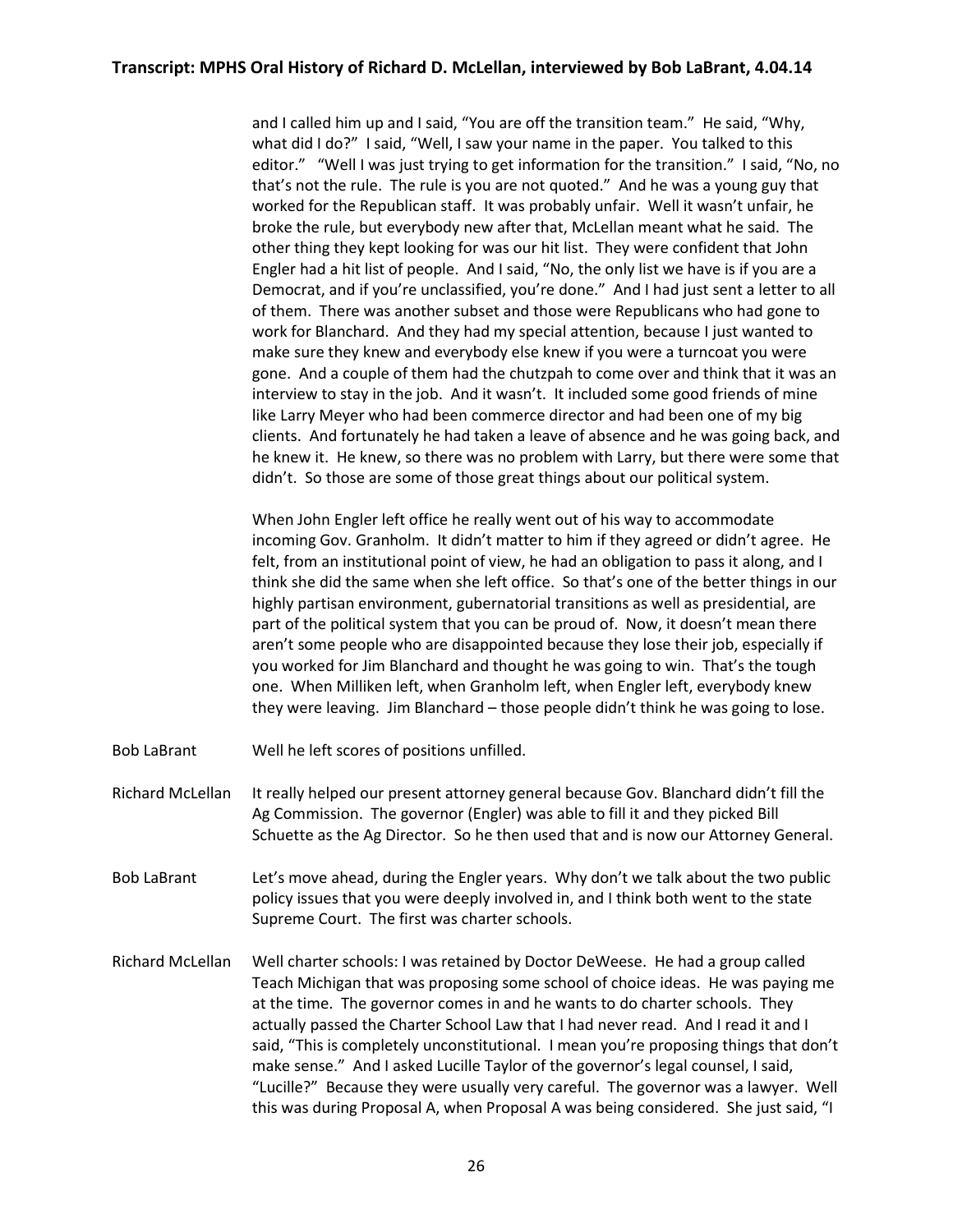and I called him up and I said, "You are off the transition team." He said, "Why, what did I do?" I said, "Well, I saw your name in the paper. You talked to this editor." "Well I was just trying to get information for the transition." I said, "No, no that's not the rule. The rule is you are not quoted." And he was a young guy that worked for the Republican staff. It was probably unfair. Well it wasn't unfair, he broke the rule, but everybody new after that, McLellan meant what he said. The other thing they kept looking for was our hit list. They were confident that John Engler had a hit list of people. And I said, "No, the only list we have is if you are a Democrat, and if you're unclassified, you're done." And I had just sent a letter to all of them. There was another subset and those were Republicans who had gone to work for Blanchard. And they had my special attention, because I just wanted to make sure they knew and everybody else knew if you were a turncoat you were gone. And a couple of them had the chutzpah to come over and think that it was an interview to stay in the job. And it wasn't. It included some good friends of mine like Larry Meyer who had been commerce director and had been one of my big clients. And fortunately he had taken a leave of absence and he was going back, and he knew it. He knew, so there was no problem with Larry, but there were some that didn't. So those are some of those great things about our political system.

When John Engler left office he really went out of his way to accommodate incoming Gov. Granholm. It didn't matter to him if they agreed or didn't agree. He felt, from an institutional point of view, he had an obligation to pass it along, and I think she did the same when she left office. So that's one of the better things in our highly partisan environment, gubernatorial transitions as well as presidential, are part of the political system that you can be proud of. Now, it doesn't mean there aren't some people who are disappointed because they lose their job, especially if you worked for Jim Blanchard and thought he was going to win. That's the tough one. When Milliken left, when Granholm left, when Engler left, everybody knew they were leaving. Jim Blanchard – those people didn't think he was going to lose.

Bob LaBrant: Well he left scores of positions unfilled.

Richard McLellan: It really helped our present attorney general because Gov. Blanchard didn't fill the Ag Commission. The governor (Engler) was able to fill it and they picked Bill Schuette as the Ag Director. So he then used that and is now our Attorney General.

Bob LaBrant: Let's move ahead, during the Engler years. Why don't we talk about the two public policy issues that you were deeply involved in, and I think both went to the state Supreme Court. The first was charter schools.

Richard McLellan: Well charter schools: I was retained by Doctor DeWeese. He had a group called Teach Michigan that was proposing some school of choice ideas. He was paying me at the time. The governor comes in and he wants to do charter schools. They actually passed the Charter School Law that I had never read. And I read it and I said, "This is completely unconstitutional. I mean you're proposing things that don't make sense." And I asked Lucille Taylor of the governor's legal counsel, I said, "Lucille?" Because they were usually very careful. The governor was a lawyer. Well this was during Proposal A, when Proposal A was being considered. She just said, "I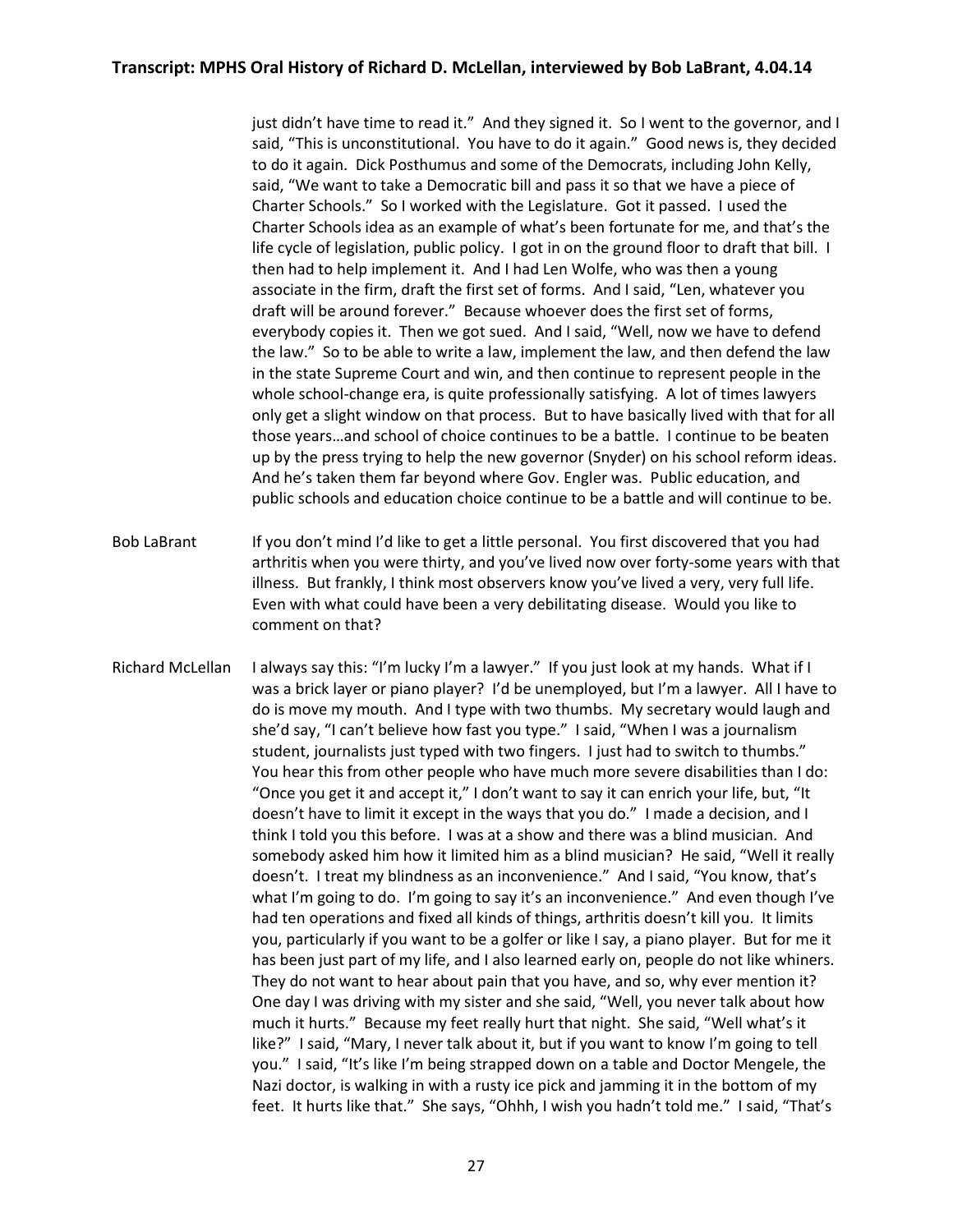just didn't have time to read it." And they signed it. So I went to the governor, and I said, "This is unconstitutional. You have to do it again." Good news is, they decided to do it again. Dick Posthumus and some of the Democrats, including John Kelly, said, "We want to take a Democratic bill and pass it so that we have a piece of Charter Schools." So I worked with the Legislature. Got it passed. I used the Charter Schools idea as an example of what's been fortunate for me, and that's the life cycle of legislation, public policy. I got in on the ground floor to draft that bill. I then had to help implement it. And I had Len Wolfe, who was then a young associate in the firm, draft the first set of forms. And I said, "Len, whatever you draft will be around forever." Because whoever does the first set of forms, everybody copies it. Then we got sued. And I said, "Well, now we have to defend the law." So to be able to write a law, implement the law, and then defend the law in the state Supreme Court and win, and then continue to represent people in the whole school-change era, is quite professionally satisfying. A lot of times lawyers only get a slight window on that process. But to have basically lived with that for all those years…and school of choice continues to be a battle. I continue to be beaten up by the press trying to help the new governor (Snyder) on his school reform ideas. And he's taken them far beyond where Gov. Engler was. Public education, and public schools and education choice continue to be a battle and will continue to be.

**Bob LaBrant** If you don't mind I'd like to get a little personal. You first discovered that you had arthritis when you were thirty, and you've lived now over forty-some years with that illness. But frankly, I think most observers know you've lived a very, very full life. Even with what could have been a very debilitating disease. Would you like to comment on that?

**Richard McLellan** I always say this: "I'm lucky I'm a lawyer." If you just look at my hands. What if I was a brick layer or piano player? I'd be unemployed, but I'm a lawyer. All I have to do is move my mouth. And I type with two thumbs. My secretary would laugh and she'd say, "I can't believe how fast you type." I said, "When I was a journalism student, journalists just typed with two fingers. I just had to switch to thumbs." You hear this from other people who have much more severe disabilities than I do: "Once you get it and accept it," I don't want to say it can enrich your life, but, "It doesn't have to limit it except in the ways that you do." I made a decision, and I think I told you this before. I was at a show and there was a blind musician. And somebody asked him how it limited him as a blind musician? He said, "Well it really doesn't. I treat my blindness as an inconvenience." And I said, "You know, that's what I'm going to do. I'm going to say it's an inconvenience." And even though I've had ten operations and fixed all kinds of things, arthritis doesn't kill you. It limits you, particularly if you want to be a golfer or like I say, a piano player. But for me it has been just part of my life, and I also learned early on, people do not like whiners. They do not want to hear about pain that you have, and so, why ever mention it? One day I was driving with my sister and she said, "Well, you never talk about how much it hurts." Because my feet really hurt that night. She said, "Well what's it like?" I said, "Mary, I never talk about it, but if you want to know I'm going to tell you." I said, "It's like I'm being strapped down on a table and Doctor Mengele, the Nazi doctor, is walking in with a rusty ice pick and jamming it in the bottom of my feet. It hurts like that." She says, "Ohhh, I wish you hadn't told me." I said, "That's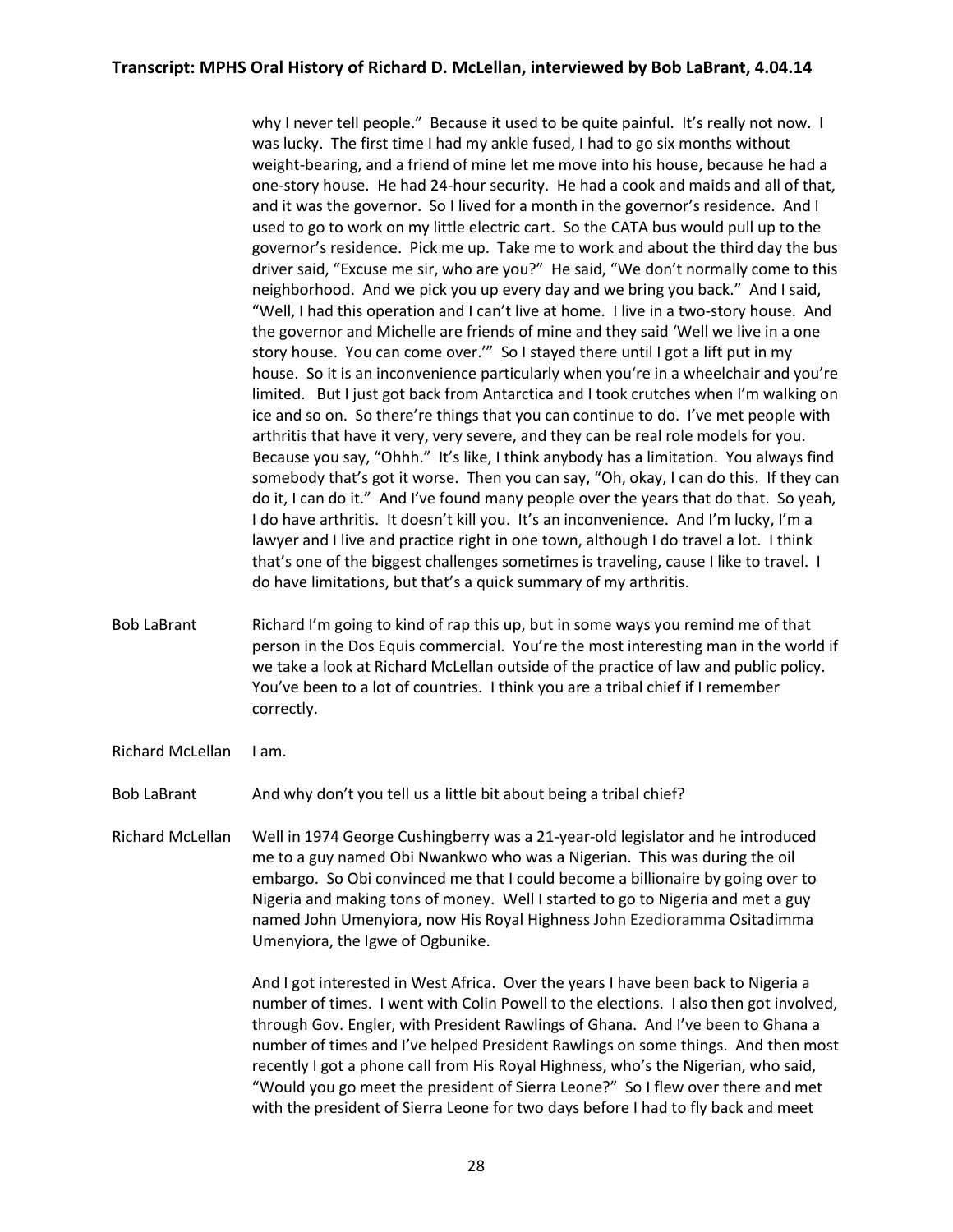why I never tell people." Because it used to be quite painful. It's really not now. I was lucky. The first time I had my ankle fused, I had to go six months without weight-bearing, and a friend of mine let me move into his house, because he had a one-story house. He had 24-hour security. He had a cook and maids and all of that, and it was the governor. So I lived for a month in the governor's residence. And I used to go to work on my little electric cart. So the CATA bus would pull up to the governor's residence. Pick me up. Take me to work and about the third day the bus driver said, "Excuse me sir, who are you?" He said, "We don't normally come to this neighborhood. And we pick you up every day and we bring you back." And I said, "Well, I had this operation and I can't live at home. I live in a two-story house. And the governor and Michelle are friends of mine and they said 'Well we live in a one story house. You can come over.'" So I stayed there until I got a lift put in my house. So it is an inconvenience particularly when you're in a wheelchair and you're limited. But I just got back from Antarctica and I took crutches when I'm walking on ice and so on. So there're things that you can continue to do. I've met people with arthritis that have it very, very severe, and they can be real role models for you. Because you say, "Ohhh." It's like, I think anybody has a limitation. You always find somebody that's got it worse. Then you can say, "Oh, okay, I can do this. If they can do it, I can do it." And I've found many people over the years that do that. So yeah, I do have arthritis. It doesn't kill you. It's an inconvenience. And I'm lucky, I'm a lawyer and I live and practice right in one town, although I do travel a lot. I think that's one of the biggest challenges sometimes is traveling, cause I like to travel. I do have limitations, but that's a quick summary of my arthritis.

Bob LaBrant: Richard I'm going to kind of rap this up, but in some ways you remind me of that person in the Dos Equis commercial. You're the most interesting man in the world if we take a look at Richard McLellan outside of the practice of law and public policy. You've been to a lot of countries. I think you are a tribal chief if I remember correctly.

Richard McLellan: I am.

Bob LaBrant: And why don't you tell us a little bit about being a tribal chief?

Richard McLellan: Well in 1974 George Cushingberry was a 21-year-old legislator and he introduced me to a guy named Obi Nwankwo who was a Nigerian. This was during the oil embargo. So Obi convinced me that I could become a billionaire by going over to Nigeria and making tons of money. Well I started to go to Nigeria and met a guy named John Umenyiora, now His Royal Highness John Ezedioramma Ositadimma Umenyiora, the Igwe of Ogbunike.

And I got interested in West Africa. Over the years I have been back to Nigeria a number of times. I went with Colin Powell to the elections. I also then got involved, through Gov. Engler, with President Rawlings of Ghana. And I've been to Ghana a number of times and I've helped President Rawlings on some things. And then most recently I got a phone call from His Royal Highness, who's the Nigerian, who said, "Would you go meet the president of Sierra Leone?" So I flew over there and met with the president of Sierra Leone for two days before I had to fly back and meet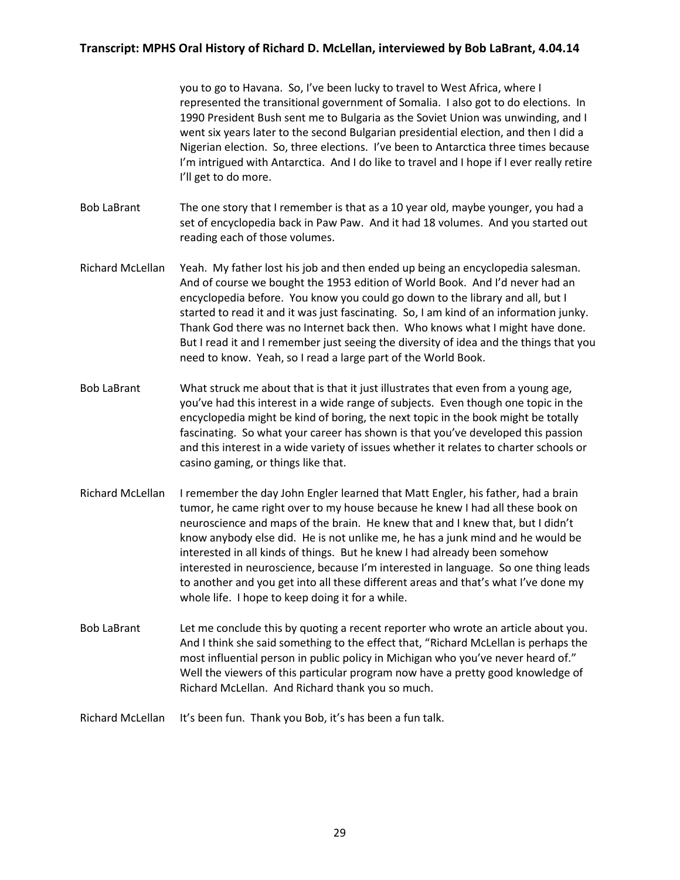you to go to Havana. So, I've been lucky to travel to West Africa, where I represented the transitional government of Somalia. I also got to do elections. In 1990 President Bush sent me to Bulgaria as the Soviet Union was unwinding, and I went six years later to the second Bulgarian presidential election, and then I did a Nigerian election. So, three elections. I've been to Antarctica three times because I'm intrigued with Antarctica. And I do like to travel and I hope if I ever really retire I'll get to do more.

Bob LaBrant The one story that I remember is that as a 10 year old, maybe younger, you had a set of encyclopedia back in Paw Paw. And it had 18 volumes. And you started out reading each of those volumes.

Richard McLellan Yeah. My father lost his job and then ended up being an encyclopedia salesman. And of course we bought the 1953 edition of World Book. And I'd never had an encyclopedia before. You know you could go down to the library and all, but I started to read it and it was just fascinating. So, I am kind of an information junky. Thank God there was no Internet back then. Who knows what I might have done. But I read it and I remember just seeing the diversity of idea and the things that you need to know. Yeah, so I read a large part of the World Book.

Bob LaBrant What struck me about that is that it just illustrates that even from a young age, you've had this interest in a wide range of subjects. Even though one topic in the encyclopedia might be kind of boring, the next topic in the book might be totally fascinating. So what your career has shown is that you've developed this passion and this interest in a wide variety of issues whether it relates to charter schools or casino gaming, or things like that.

Richard McLellan I remember the day John Engler learned that Matt Engler, his father, had a brain tumor, he came right over to my house because he knew I had all these book on neuroscience and maps of the brain. He knew that and I knew that, but I didn't know anybody else did. He is not unlike me, he has a junk mind and he would be interested in all kinds of things. But he knew I had already been somehow interested in neuroscience, because I'm interested in language. So one thing leads to another and you get into all these different areas and that's what I've done my whole life. I hope to keep doing it for a while.

Bob LaBrant Let me conclude this by quoting a recent reporter who wrote an article about you. And I think she said something to the effect that, "Richard McLellan is perhaps the most influential person in public policy in Michigan who you've never heard of." Well the viewers of this particular program now have a pretty good knowledge of Richard McLellan. And Richard thank you so much.

Richard McLellan It's been fun. Thank you Bob, it's has been a fun talk.